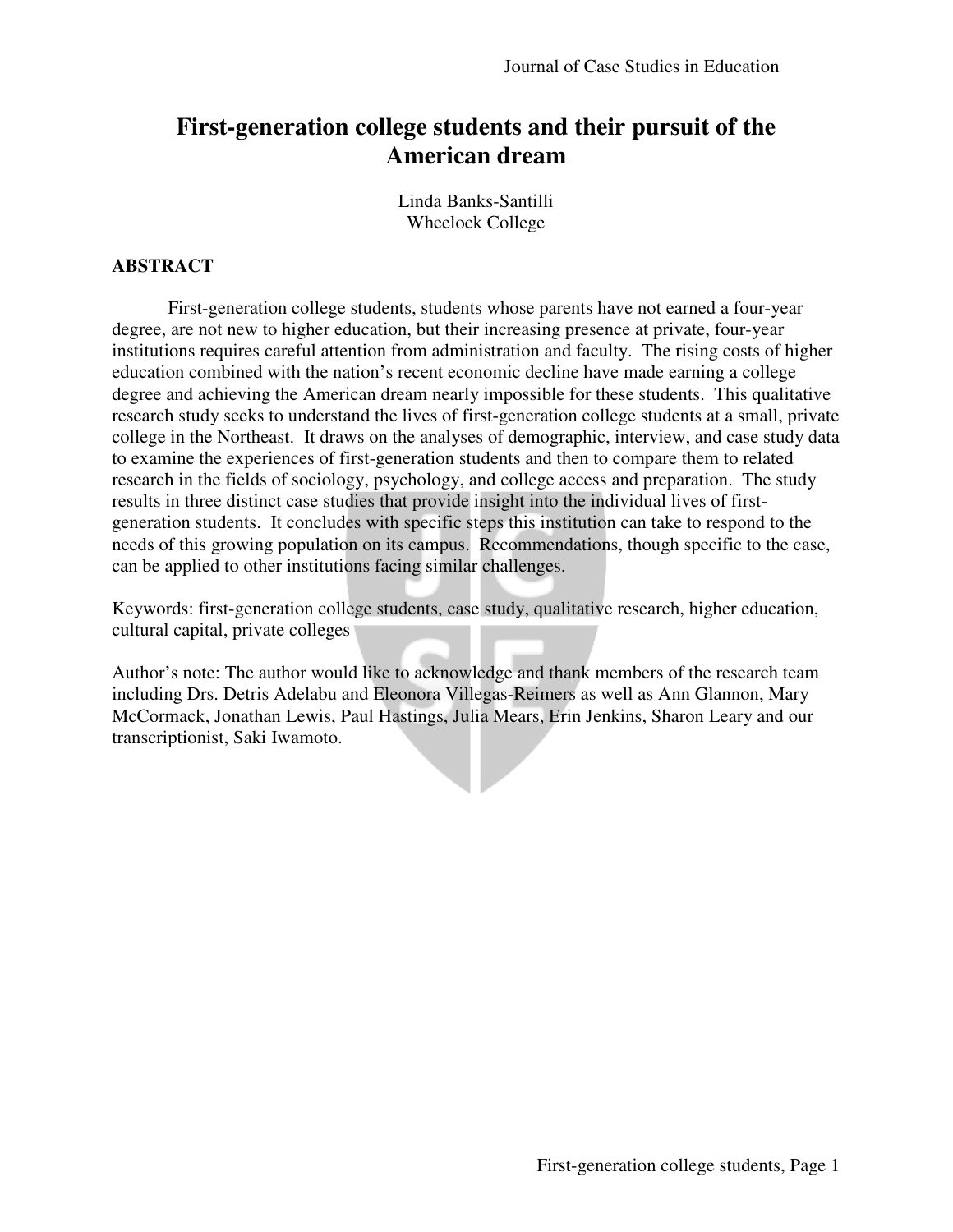# First-generation college students and their pursuit of the American dream

Linda Banks-Santilli
Wheelock College

## ABSTRACT

First-generation college students, students whose parents have not earned a four-year degree, are not new to higher education, but their increasing presence at private, four-year institutions requires careful attention from administration and faculty. The rising costs of higher education combined with the nation's recent economic decline have made earning a college degree and achieving the American dream nearly impossible for these students. This qualitative research study seeks to understand the lives of first-generation college students at a small, private college in the Northeast. It draws on the analyses of demographic, interview, and case study data to examine the experiences of first-generation students and then to compare them to related research in the fields of sociology, psychology, and college access and preparation. The study results in three distinct case studies that provide insight into the individual lives of first-generation students. It concludes with specific steps this institution can take to respond to the needs of this growing population on its campus. Recommendations, though specific to the case, can be applied to other institutions facing similar challenges.

Keywords: first-generation college students, case study, qualitative research, higher education, cultural capital, private colleges

Author's note: The author would like to acknowledge and thank members of the research team including Drs. Detris Adelabu and Eleonora Villegas-Reimers as well as Ann Glannon, Mary McCormack, Jonathan Lewis, Paul Hastings, Julia Mears, Erin Jenkins, Sharon Leary and our transcriptionist, Saki Iwamoto.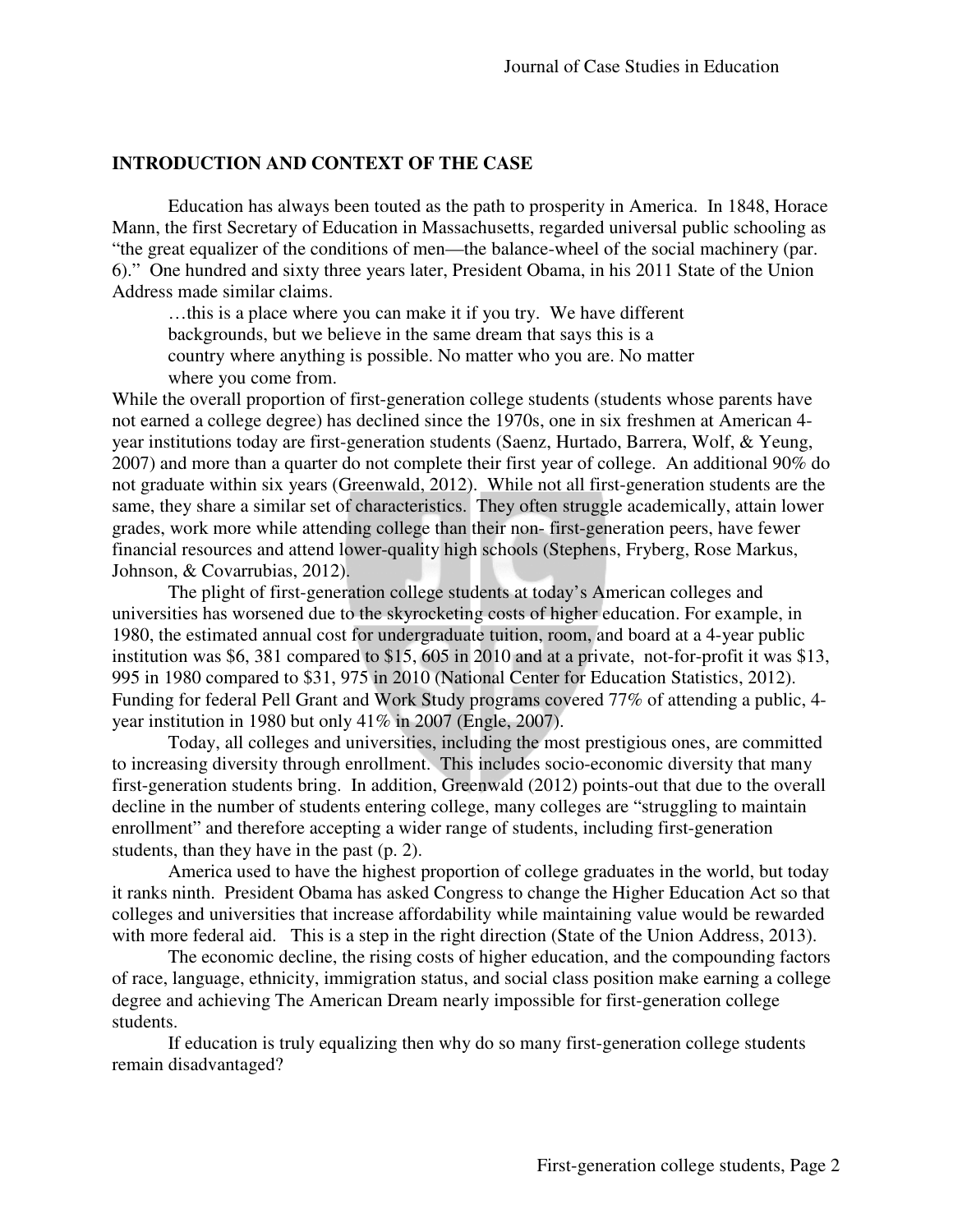## INTRODUCTION AND CONTEXT OF THE CASE

Education has always been touted as the path to prosperity in America. In 1848, Horace Mann, the first Secretary of Education in Massachusetts, regarded universal public schooling as "the great equalizer of the conditions of men—the balance-wheel of the social machinery (par. 6)." One hundred and sixty three years later, President Obama, in his 2011 State of the Union Address made similar claims.

> …this is a place where you can make it if you try. We have different backgrounds, but we believe in the same dream that says this is a country where anything is possible. No matter who you are. No matter where you come from.

While the overall proportion of first-generation college students (students whose parents have not earned a college degree) has declined since the 1970s, one in six freshmen at American 4-year institutions today are first-generation students (Saenz, Hurtado, Barrera, Wolf, & Yeung, 2007) and more than a quarter do not complete their first year of college. An additional 90% do not graduate within six years (Greenwald, 2012). While not all first-generation students are the same, they share a similar set of characteristics. They often struggle academically, attain lower grades, work more while attending college than their non- first-generation peers, have fewer financial resources and attend lower-quality high schools (Stephens, Fryberg, Rose Markus, Johnson, & Covarrubias, 2012).

The plight of first-generation college students at today's American colleges and universities has worsened due to the skyrocketing costs of higher education. For example, in 1980, the estimated annual cost for undergraduate tuition, room, and board at a 4-year public institution was $6, 381 compared to $15, 605 in 2010 and at a private, not-for-profit it was $13, 995 in 1980 compared to $31, 975 in 2010 (National Center for Education Statistics, 2012). Funding for federal Pell Grant and Work Study programs covered 77% of attending a public, 4-year institution in 1980 but only 41% in 2007 (Engle, 2007).

Today, all colleges and universities, including the most prestigious ones, are committed to increasing diversity through enrollment. This includes socio-economic diversity that many first-generation students bring. In addition, Greenwald (2012) points-out that due to the overall decline in the number of students entering college, many colleges are "struggling to maintain enrollment" and therefore accepting a wider range of students, including first-generation students, than they have in the past (p. 2).

America used to have the highest proportion of college graduates in the world, but today it ranks ninth. President Obama has asked Congress to change the Higher Education Act so that colleges and universities that increase affordability while maintaining value would be rewarded with more federal aid. This is a step in the right direction (State of the Union Address, 2013).

The economic decline, the rising costs of higher education, and the compounding factors of race, language, ethnicity, immigration status, and social class position make earning a college degree and achieving The American Dream nearly impossible for first-generation college students.

If education is truly equalizing then why do so many first-generation college students remain disadvantaged?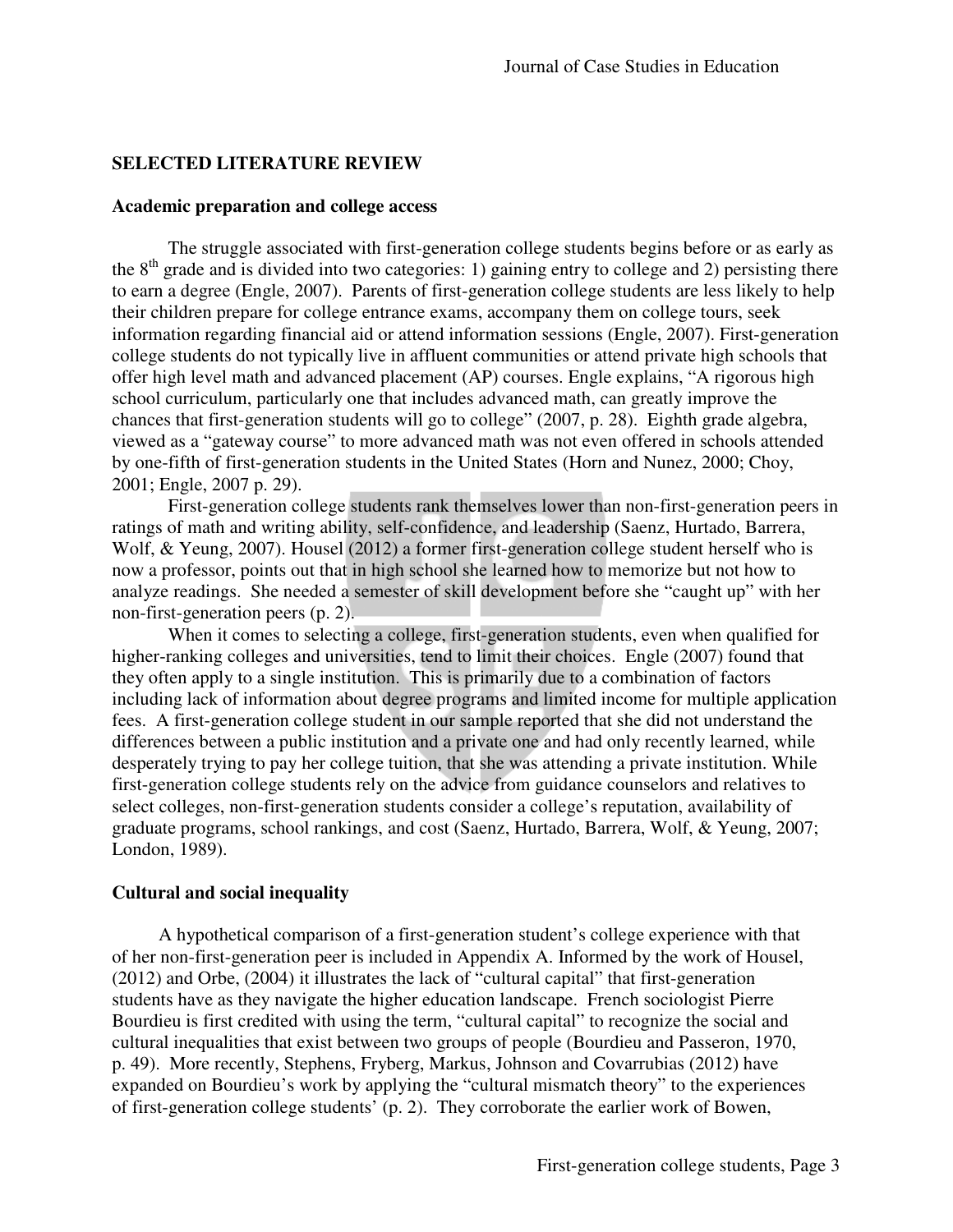## SELECTED LITERATURE REVIEW

### Academic preparation and college access

The struggle associated with first-generation college students begins before or as early as the 8th grade and is divided into two categories: 1) gaining entry to college and 2) persisting there to earn a degree (Engle, 2007). Parents of first-generation college students are less likely to help their children prepare for college entrance exams, accompany them on college tours, seek information regarding financial aid or attend information sessions (Engle, 2007). First-generation college students do not typically live in affluent communities or attend private high schools that offer high level math and advanced placement (AP) courses. Engle explains, "A rigorous high school curriculum, particularly one that includes advanced math, can greatly improve the chances that first-generation students will go to college" (2007, p. 28). Eighth grade algebra, viewed as a "gateway course" to more advanced math was not even offered in schools attended by one-fifth of first-generation students in the United States (Horn and Nunez, 2000; Choy, 2001; Engle, 2007 p. 29).

First-generation college students rank themselves lower than non-first-generation peers in ratings of math and writing ability, self-confidence, and leadership (Saenz, Hurtado, Barrera, Wolf, & Yeung, 2007). Housel (2012) a former first-generation college student herself who is now a professor, points out that in high school she learned how to memorize but not how to analyze readings. She needed a semester of skill development before she "caught up" with her non-first-generation peers (p. 2).

When it comes to selecting a college, first-generation students, even when qualified for higher-ranking colleges and universities, tend to limit their choices. Engle (2007) found that they often apply to a single institution. This is primarily due to a combination of factors including lack of information about degree programs and limited income for multiple application fees. A first-generation college student in our sample reported that she did not understand the differences between a public institution and a private one and had only recently learned, while desperately trying to pay her college tuition, that she was attending a private institution. While first-generation college students rely on the advice from guidance counselors and relatives to select colleges, non-first-generation students consider a college's reputation, availability of graduate programs, school rankings, and cost (Saenz, Hurtado, Barrera, Wolf, & Yeung, 2007; London, 1989).

### Cultural and social inequality

A hypothetical comparison of a first-generation student's college experience with that of her non-first-generation peer is included in Appendix A. Informed by the work of Housel, (2012) and Orbe, (2004) it illustrates the lack of "cultural capital" that first-generation students have as they navigate the higher education landscape. French sociologist Pierre Bourdieu is first credited with using the term, "cultural capital" to recognize the social and cultural inequalities that exist between two groups of people (Bourdieu and Passeron, 1970, p. 49). More recently, Stephens, Fryberg, Markus, Johnson and Covarrubias (2012) have expanded on Bourdieu's work by applying the "cultural mismatch theory" to the experiences of first-generation college students' (p. 2). They corroborate the earlier work of Bowen,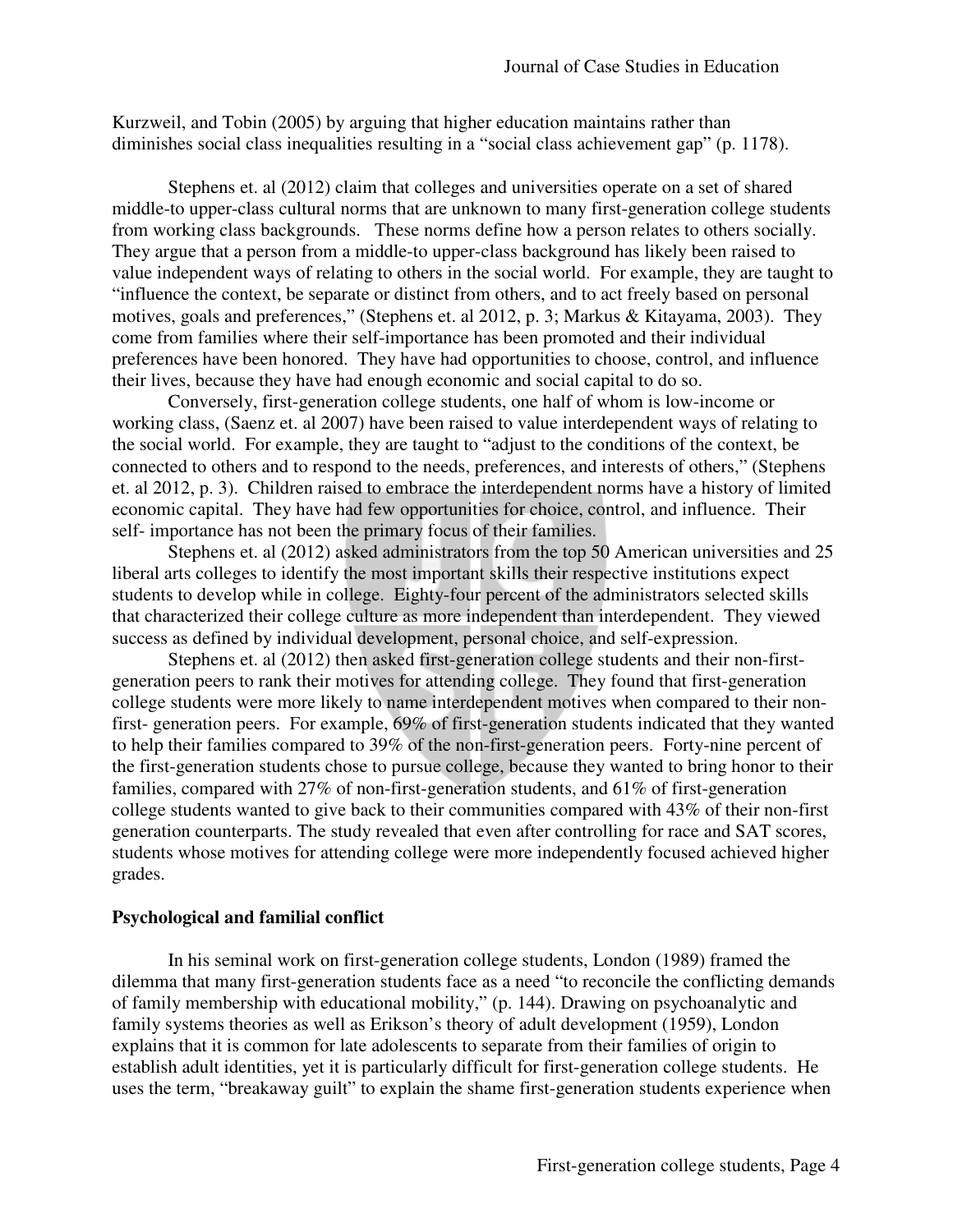Kurzweil, and Tobin (2005) by arguing that higher education maintains rather than diminishes social class inequalities resulting in a "social class achievement gap" (p. 1178).

Stephens et. al (2012) claim that colleges and universities operate on a set of shared middle-to upper-class cultural norms that are unknown to many first-generation college students from working class backgrounds. These norms define how a person relates to others socially. They argue that a person from a middle-to upper-class background has likely been raised to value independent ways of relating to others in the social world. For example, they are taught to "influence the context, be separate or distinct from others, and to act freely based on personal motives, goals and preferences," (Stephens et. al 2012, p. 3; Markus & Kitayama, 2003). They come from families where their self-importance has been promoted and their individual preferences have been honored. They have had opportunities to choose, control, and influence their lives, because they have had enough economic and social capital to do so.

Conversely, first-generation college students, one half of whom is low-income or working class, (Saenz et. al 2007) have been raised to value interdependent ways of relating to the social world. For example, they are taught to "adjust to the conditions of the context, be connected to others and to respond to the needs, preferences, and interests of others," (Stephens et. al 2012, p. 3). Children raised to embrace the interdependent norms have a history of limited economic capital. They have had few opportunities for choice, control, and influence. Their self- importance has not been the primary focus of their families.

Stephens et. al (2012) asked administrators from the top 50 American universities and 25 liberal arts colleges to identify the most important skills their respective institutions expect students to develop while in college. Eighty-four percent of the administrators selected skills that characterized their college culture as more independent than interdependent. They viewed success as defined by individual development, personal choice, and self-expression.

Stephens et. al (2012) then asked first-generation college students and their non-first-generation peers to rank their motives for attending college. They found that first-generation college students were more likely to name interdependent motives when compared to their non-first- generation peers. For example, 69% of first-generation students indicated that they wanted to help their families compared to 39% of the non-first-generation peers. Forty-nine percent of the first-generation students chose to pursue college, because they wanted to bring honor to their families, compared with 27% of non-first-generation students, and 61% of first-generation college students wanted to give back to their communities compared with 43% of their non-first generation counterparts. The study revealed that even after controlling for race and SAT scores, students whose motives for attending college were more independently focused achieved higher grades.

**Psychological and familial conflict**

In his seminal work on first-generation college students, London (1989) framed the dilemma that many first-generation students face as a need "to reconcile the conflicting demands of family membership with educational mobility," (p. 144). Drawing on psychoanalytic and family systems theories as well as Erikson's theory of adult development (1959), London explains that it is common for late adolescents to separate from their families of origin to establish adult identities, yet it is particularly difficult for first-generation college students. He uses the term, "breakaway guilt" to explain the shame first-generation students experience when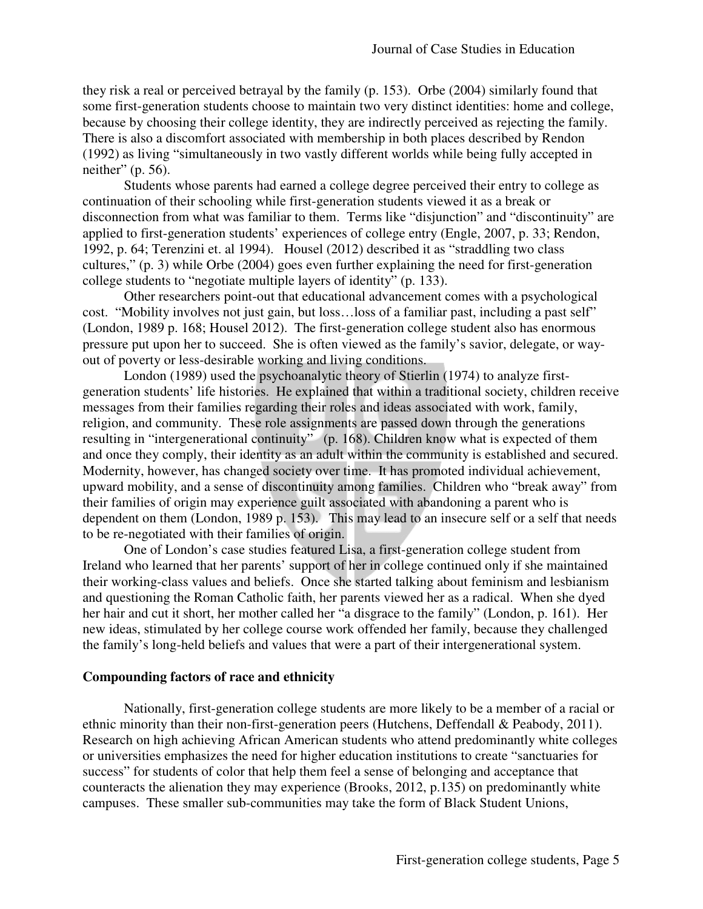they risk a real or perceived betrayal by the family (p. 153). Orbe (2004) similarly found that some first-generation students choose to maintain two very distinct identities: home and college, because by choosing their college identity, they are indirectly perceived as rejecting the family. There is also a discomfort associated with membership in both places described by Rendon (1992) as living "simultaneously in two vastly different worlds while being fully accepted in neither" (p. 56).

Students whose parents had earned a college degree perceived their entry to college as continuation of their schooling while first-generation students viewed it as a break or disconnection from what was familiar to them. Terms like "disjunction" and "discontinuity" are applied to first-generation students' experiences of college entry (Engle, 2007, p. 33; Rendon, 1992, p. 64; Terenzini et. al 1994). Housel (2012) described it as "straddling two class cultures," (p. 3) while Orbe (2004) goes even further explaining the need for first-generation college students to "negotiate multiple layers of identity" (p. 133).

Other researchers point-out that educational advancement comes with a psychological cost. "Mobility involves not just gain, but loss…loss of a familiar past, including a past self" (London, 1989 p. 168; Housel 2012). The first-generation college student also has enormous pressure put upon her to succeed. She is often viewed as the family's savior, delegate, or way-out of poverty or less-desirable working and living conditions.

London (1989) used the psychoanalytic theory of Stierlin (1974) to analyze first-generation students' life histories. He explained that within a traditional society, children receive messages from their families regarding their roles and ideas associated with work, family, religion, and community. These role assignments are passed down through the generations resulting in "intergenerational continuity" (p. 168). Children know what is expected of them and once they comply, their identity as an adult within the community is established and secured. Modernity, however, has changed society over time. It has promoted individual achievement, upward mobility, and a sense of discontinuity among families. Children who "break away" from their families of origin may experience guilt associated with abandoning a parent who is dependent on them (London, 1989 p. 153). This may lead to an insecure self or a self that needs to be re-negotiated with their families of origin.

One of London's case studies featured Lisa, a first-generation college student from Ireland who learned that her parents' support of her in college continued only if she maintained their working-class values and beliefs. Once she started talking about feminism and lesbianism and questioning the Roman Catholic faith, her parents viewed her as a radical. When she dyed her hair and cut it short, her mother called her "a disgrace to the family" (London, p. 161). Her new ideas, stimulated by her college course work offended her family, because they challenged the family's long-held beliefs and values that were a part of their intergenerational system.

**Compounding factors of race and ethnicity**

Nationally, first-generation college students are more likely to be a member of a racial or ethnic minority than their non-first-generation peers (Hutchens, Deffendall & Peabody, 2011). Research on high achieving African American students who attend predominantly white colleges or universities emphasizes the need for higher education institutions to create "sanctuaries for success" for students of color that help them feel a sense of belonging and acceptance that counteracts the alienation they may experience (Brooks, 2012, p.135) on predominantly white campuses. These smaller sub-communities may take the form of Black Student Unions,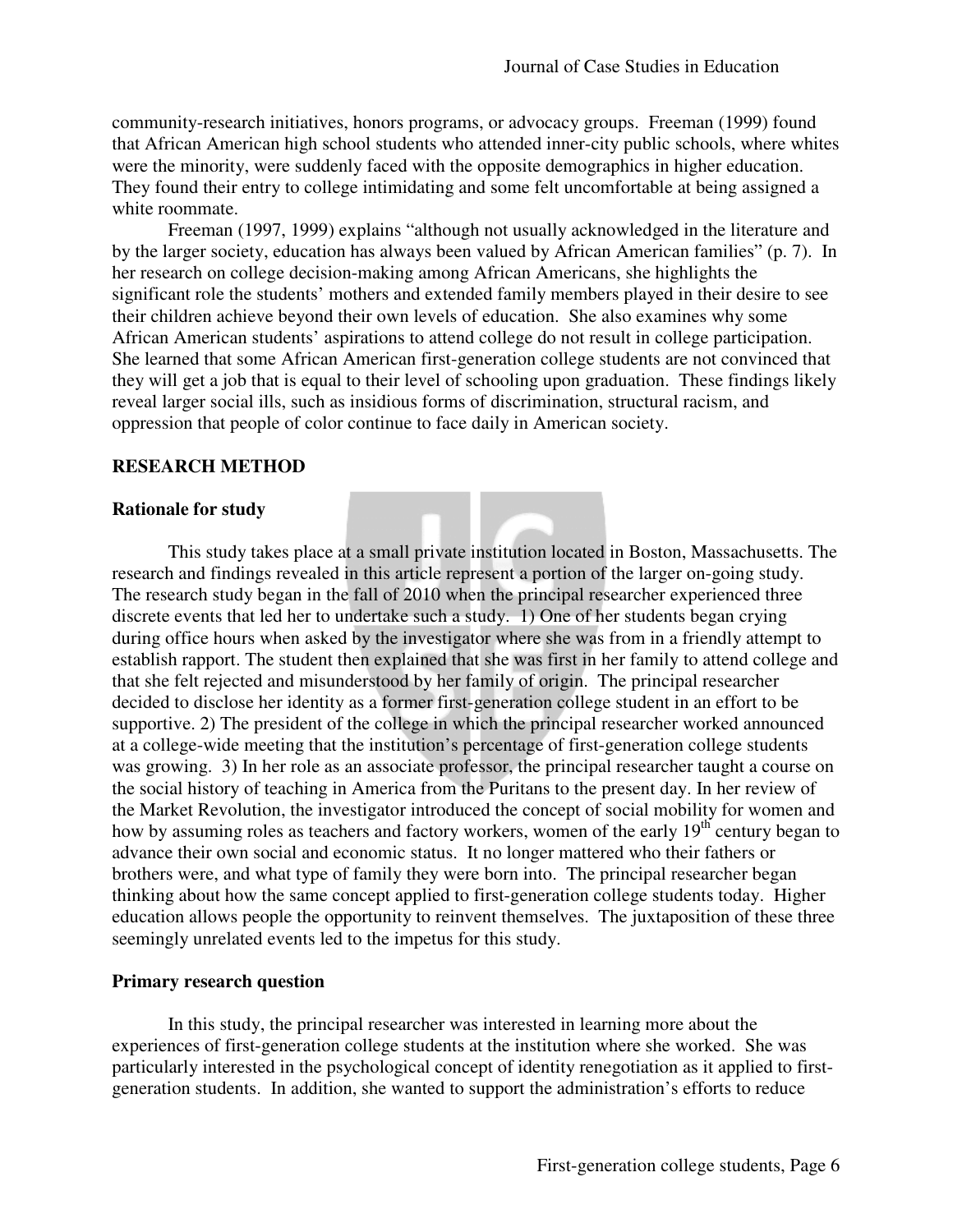community-research initiatives, honors programs, or advocacy groups. Freeman (1999) found that African American high school students who attended inner-city public schools, where whites were the minority, were suddenly faced with the opposite demographics in higher education. They found their entry to college intimidating and some felt uncomfortable at being assigned a white roommate.

Freeman (1997, 1999) explains "although not usually acknowledged in the literature and by the larger society, education has always been valued by African American families" (p. 7). In her research on college decision-making among African Americans, she highlights the significant role the students' mothers and extended family members played in their desire to see their children achieve beyond their own levels of education. She also examines why some African American students' aspirations to attend college do not result in college participation. She learned that some African American first-generation college students are not convinced that they will get a job that is equal to their level of schooling upon graduation. These findings likely reveal larger social ills, such as insidious forms of discrimination, structural racism, and oppression that people of color continue to face daily in American society.

## RESEARCH METHOD

### Rationale for study

This study takes place at a small private institution located in Boston, Massachusetts. The research and findings revealed in this article represent a portion of the larger on-going study. The research study began in the fall of 2010 when the principal researcher experienced three discrete events that led her to undertake such a study. 1) One of her students began crying during office hours when asked by the investigator where she was from in a friendly attempt to establish rapport. The student then explained that she was first in her family to attend college and that she felt rejected and misunderstood by her family of origin. The principal researcher decided to disclose her identity as a former first-generation college student in an effort to be supportive. 2) The president of the college in which the principal researcher worked announced at a college-wide meeting that the institution's percentage of first-generation college students was growing. 3) In her role as an associate professor, the principal researcher taught a course on the social history of teaching in America from the Puritans to the present day. In her review of the Market Revolution, the investigator introduced the concept of social mobility for women and how by assuming roles as teachers and factory workers, women of the early 19th century began to advance their own social and economic status. It no longer mattered who their fathers or brothers were, and what type of family they were born into. The principal researcher began thinking about how the same concept applied to first-generation college students today. Higher education allows people the opportunity to reinvent themselves. The juxtaposition of these three seemingly unrelated events led to the impetus for this study.

### Primary research question

In this study, the principal researcher was interested in learning more about the experiences of first-generation college students at the institution where she worked. She was particularly interested in the psychological concept of identity renegotiation as it applied to first-generation students. In addition, she wanted to support the administration's efforts to reduce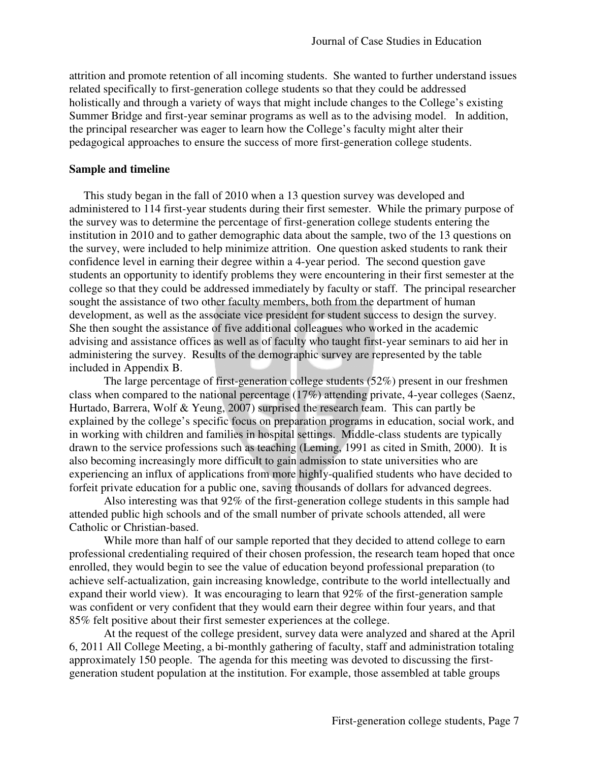attrition and promote retention of all incoming students. She wanted to further understand issues related specifically to first-generation college students so that they could be addressed holistically and through a variety of ways that might include changes to the College's existing Summer Bridge and first-year seminar programs as well as to the advising model. In addition, the principal researcher was eager to learn how the College's faculty might alter their pedagogical approaches to ensure the success of more first-generation college students.

**Sample and timeline**

This study began in the fall of 2010 when a 13 question survey was developed and administered to 114 first-year students during their first semester. While the primary purpose of the survey was to determine the percentage of first-generation college students entering the institution in 2010 and to gather demographic data about the sample, two of the 13 questions on the survey, were included to help minimize attrition. One question asked students to rank their confidence level in earning their degree within a 4-year period. The second question gave students an opportunity to identify problems they were encountering in their first semester at the college so that they could be addressed immediately by faculty or staff. The principal researcher sought the assistance of two other faculty members, both from the department of human development, as well as the associate vice president for student success to design the survey. She then sought the assistance of five additional colleagues who worked in the academic advising and assistance offices as well as of faculty who taught first-year seminars to aid her in administering the survey. Results of the demographic survey are represented by the table included in Appendix B.

The large percentage of first-generation college students (52%) present in our freshmen class when compared to the national percentage (17%) attending private, 4-year colleges (Saenz, Hurtado, Barrera, Wolf & Yeung, 2007) surprised the research team. This can partly be explained by the college's specific focus on preparation programs in education, social work, and in working with children and families in hospital settings. Middle-class students are typically drawn to the service professions such as teaching (Leming, 1991 as cited in Smith, 2000). It is also becoming increasingly more difficult to gain admission to state universities who are experiencing an influx of applications from more highly-qualified students who have decided to forfeit private education for a public one, saving thousands of dollars for advanced degrees.

Also interesting was that 92% of the first-generation college students in this sample had attended public high schools and of the small number of private schools attended, all were Catholic or Christian-based.

While more than half of our sample reported that they decided to attend college to earn professional credentialing required of their chosen profession, the research team hoped that once enrolled, they would begin to see the value of education beyond professional preparation (to achieve self-actualization, gain increasing knowledge, contribute to the world intellectually and expand their world view). It was encouraging to learn that 92% of the first-generation sample was confident or very confident that they would earn their degree within four years, and that 85% felt positive about their first semester experiences at the college.

At the request of the college president, survey data were analyzed and shared at the April 6, 2011 All College Meeting, a bi-monthly gathering of faculty, staff and administration totaling approximately 150 people. The agenda for this meeting was devoted to discussing the first-generation student population at the institution. For example, those assembled at table groups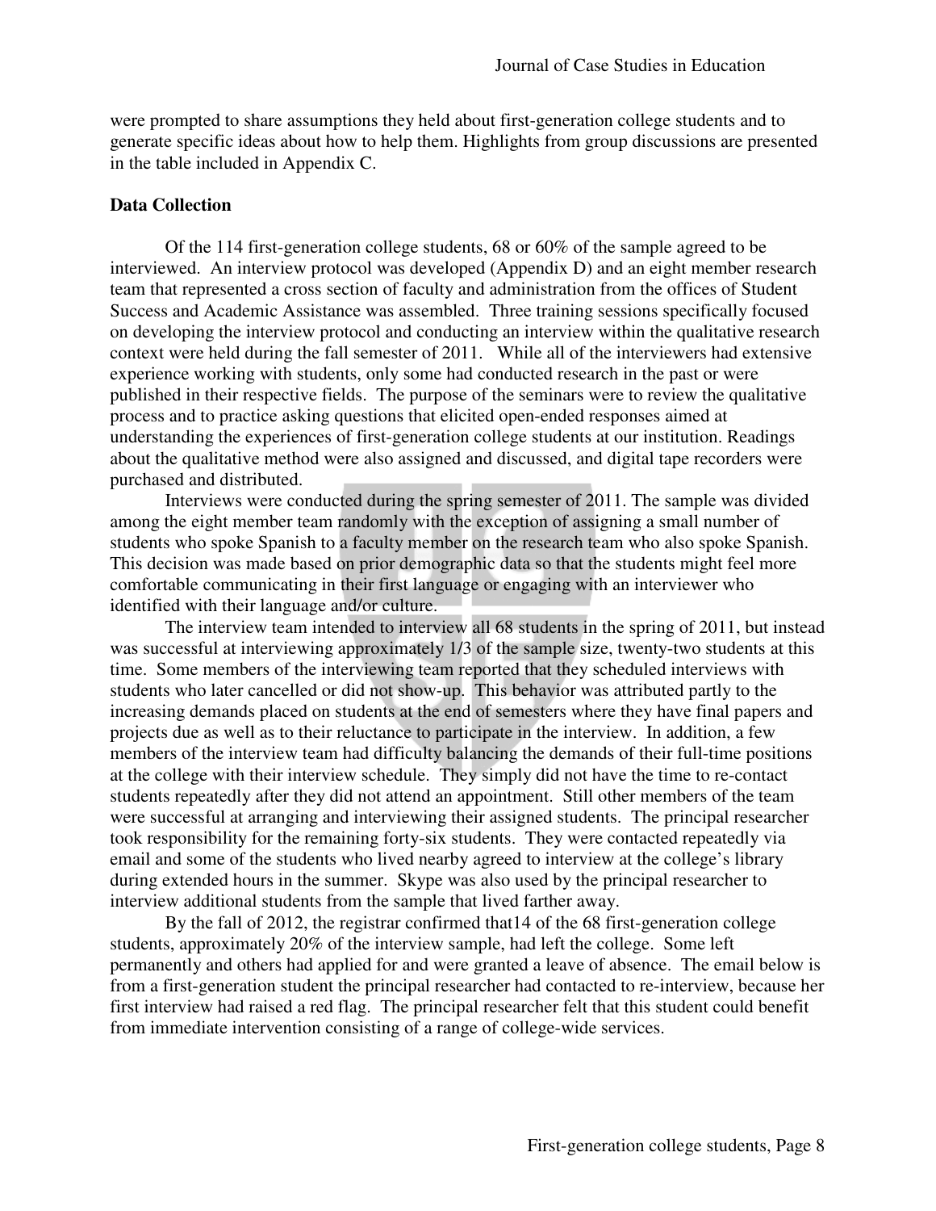were prompted to share assumptions they held about first-generation college students and to generate specific ideas about how to help them. Highlights from group discussions are presented in the table included in Appendix C.

**Data Collection**

Of the 114 first-generation college students, 68 or 60% of the sample agreed to be interviewed. An interview protocol was developed (Appendix D) and an eight member research team that represented a cross section of faculty and administration from the offices of Student Success and Academic Assistance was assembled. Three training sessions specifically focused on developing the interview protocol and conducting an interview within the qualitative research context were held during the fall semester of 2011. While all of the interviewers had extensive experience working with students, only some had conducted research in the past or were published in their respective fields. The purpose of the seminars were to review the qualitative process and to practice asking questions that elicited open-ended responses aimed at understanding the experiences of first-generation college students at our institution. Readings about the qualitative method were also assigned and discussed, and digital tape recorders were purchased and distributed.

Interviews were conducted during the spring semester of 2011. The sample was divided among the eight member team randomly with the exception of assigning a small number of students who spoke Spanish to a faculty member on the research team who also spoke Spanish. This decision was made based on prior demographic data so that the students might feel more comfortable communicating in their first language or engaging with an interviewer who identified with their language and/or culture.

The interview team intended to interview all 68 students in the spring of 2011, but instead was successful at interviewing approximately 1/3 of the sample size, twenty-two students at this time. Some members of the interviewing team reported that they scheduled interviews with students who later cancelled or did not show-up. This behavior was attributed partly to the increasing demands placed on students at the end of semesters where they have final papers and projects due as well as to their reluctance to participate in the interview. In addition, a few members of the interview team had difficulty balancing the demands of their full-time positions at the college with their interview schedule. They simply did not have the time to re-contact students repeatedly after they did not attend an appointment. Still other members of the team were successful at arranging and interviewing their assigned students. The principal researcher took responsibility for the remaining forty-six students. They were contacted repeatedly via email and some of the students who lived nearby agreed to interview at the college's library during extended hours in the summer. Skype was also used by the principal researcher to interview additional students from the sample that lived farther away.

By the fall of 2012, the registrar confirmed that14 of the 68 first-generation college students, approximately 20% of the interview sample, had left the college. Some left permanently and others had applied for and were granted a leave of absence. The email below is from a first-generation student the principal researcher had contacted to re-interview, because her first interview had raised a red flag. The principal researcher felt that this student could benefit from immediate intervention consisting of a range of college-wide services.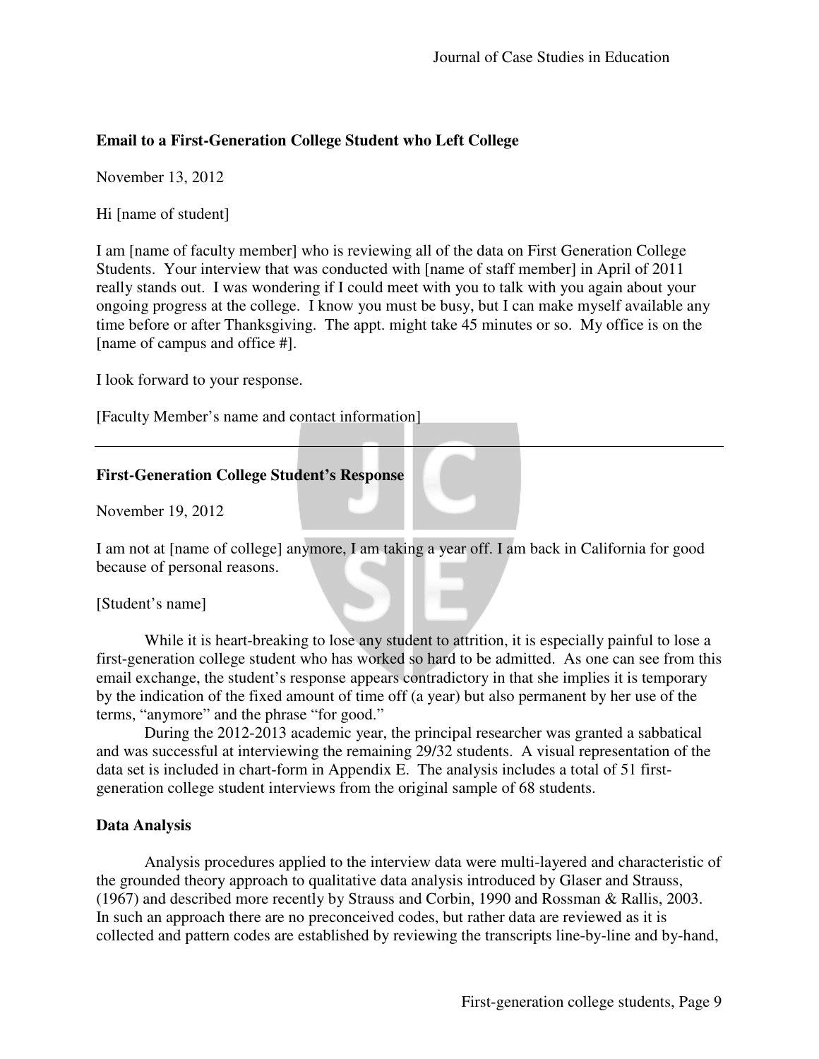**Email to a First-Generation College Student who Left College**

November 13, 2012

Hi [name of student]

I am [name of faculty member] who is reviewing all of the data on First Generation College Students. Your interview that was conducted with [name of staff member] in April of 2011 really stands out. I was wondering if I could meet with you to talk with you again about your ongoing progress at the college. I know you must be busy, but I can make myself available any time before or after Thanksgiving. The appt. might take 45 minutes or so. My office is on the [name of campus and office #].

I look forward to your response.

[Faculty Member's name and contact information]

---

**First-Generation College Student's Response**

November 19, 2012

I am not at [name of college] anymore, I am taking a year off. I am back in California for good because of personal reasons.

[Student's name]

While it is heart-breaking to lose any student to attrition, it is especially painful to lose a first-generation college student who has worked so hard to be admitted. As one can see from this email exchange, the student's response appears contradictory in that she implies it is temporary by the indication of the fixed amount of time off (a year) but also permanent by her use of the terms, "anymore" and the phrase "for good."

During the 2012-2013 academic year, the principal researcher was granted a sabbatical and was successful at interviewing the remaining 29/32 students. A visual representation of the data set is included in chart-form in Appendix E. The analysis includes a total of 51 first-generation college student interviews from the original sample of 68 students.

**Data Analysis**

Analysis procedures applied to the interview data were multi-layered and characteristic of the grounded theory approach to qualitative data analysis introduced by Glaser and Strauss, (1967) and described more recently by Strauss and Corbin, 1990 and Rossman & Rallis, 2003. In such an approach there are no preconceived codes, but rather data are reviewed as it is collected and pattern codes are established by reviewing the transcripts line-by-line and by-hand,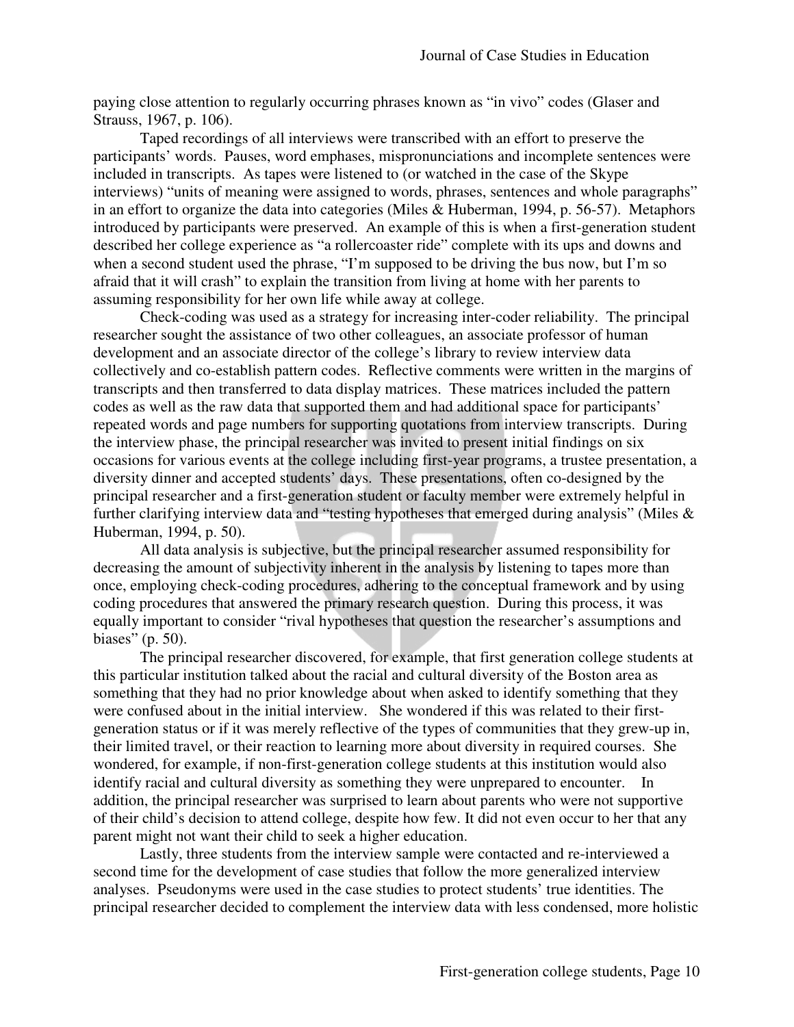paying close attention to regularly occurring phrases known as "in vivo" codes (Glaser and Strauss, 1967, p. 106).

Taped recordings of all interviews were transcribed with an effort to preserve the participants' words. Pauses, word emphases, mispronunciations and incomplete sentences were included in transcripts. As tapes were listened to (or watched in the case of the Skype interviews) "units of meaning were assigned to words, phrases, sentences and whole paragraphs" in an effort to organize the data into categories (Miles & Huberman, 1994, p. 56-57). Metaphors introduced by participants were preserved. An example of this is when a first-generation student described her college experience as "a rollercoaster ride" complete with its ups and downs and when a second student used the phrase, "I'm supposed to be driving the bus now, but I'm so afraid that it will crash" to explain the transition from living at home with her parents to assuming responsibility for her own life while away at college.

Check-coding was used as a strategy for increasing inter-coder reliability. The principal researcher sought the assistance of two other colleagues, an associate professor of human development and an associate director of the college's library to review interview data collectively and co-establish pattern codes. Reflective comments were written in the margins of transcripts and then transferred to data display matrices. These matrices included the pattern codes as well as the raw data that supported them and had additional space for participants' repeated words and page numbers for supporting quotations from interview transcripts. During the interview phase, the principal researcher was invited to present initial findings on six occasions for various events at the college including first-year programs, a trustee presentation, a diversity dinner and accepted students' days. These presentations, often co-designed by the principal researcher and a first-generation student or faculty member were extremely helpful in further clarifying interview data and "testing hypotheses that emerged during analysis" (Miles & Huberman, 1994, p. 50).

All data analysis is subjective, but the principal researcher assumed responsibility for decreasing the amount of subjectivity inherent in the analysis by listening to tapes more than once, employing check-coding procedures, adhering to the conceptual framework and by using coding procedures that answered the primary research question. During this process, it was equally important to consider "rival hypotheses that question the researcher's assumptions and biases" (p. 50).

The principal researcher discovered, for example, that first generation college students at this particular institution talked about the racial and cultural diversity of the Boston area as something that they had no prior knowledge about when asked to identify something that they were confused about in the initial interview. She wondered if this was related to their first-generation status or if it was merely reflective of the types of communities that they grew-up in, their limited travel, or their reaction to learning more about diversity in required courses. She wondered, for example, if non-first-generation college students at this institution would also identify racial and cultural diversity as something they were unprepared to encounter. In addition, the principal researcher was surprised to learn about parents who were not supportive of their child's decision to attend college, despite how few. It did not even occur to her that any parent might not want their child to seek a higher education.

Lastly, three students from the interview sample were contacted and re-interviewed a second time for the development of case studies that follow the more generalized interview analyses. Pseudonyms were used in the case studies to protect students' true identities. The principal researcher decided to complement the interview data with less condensed, more holistic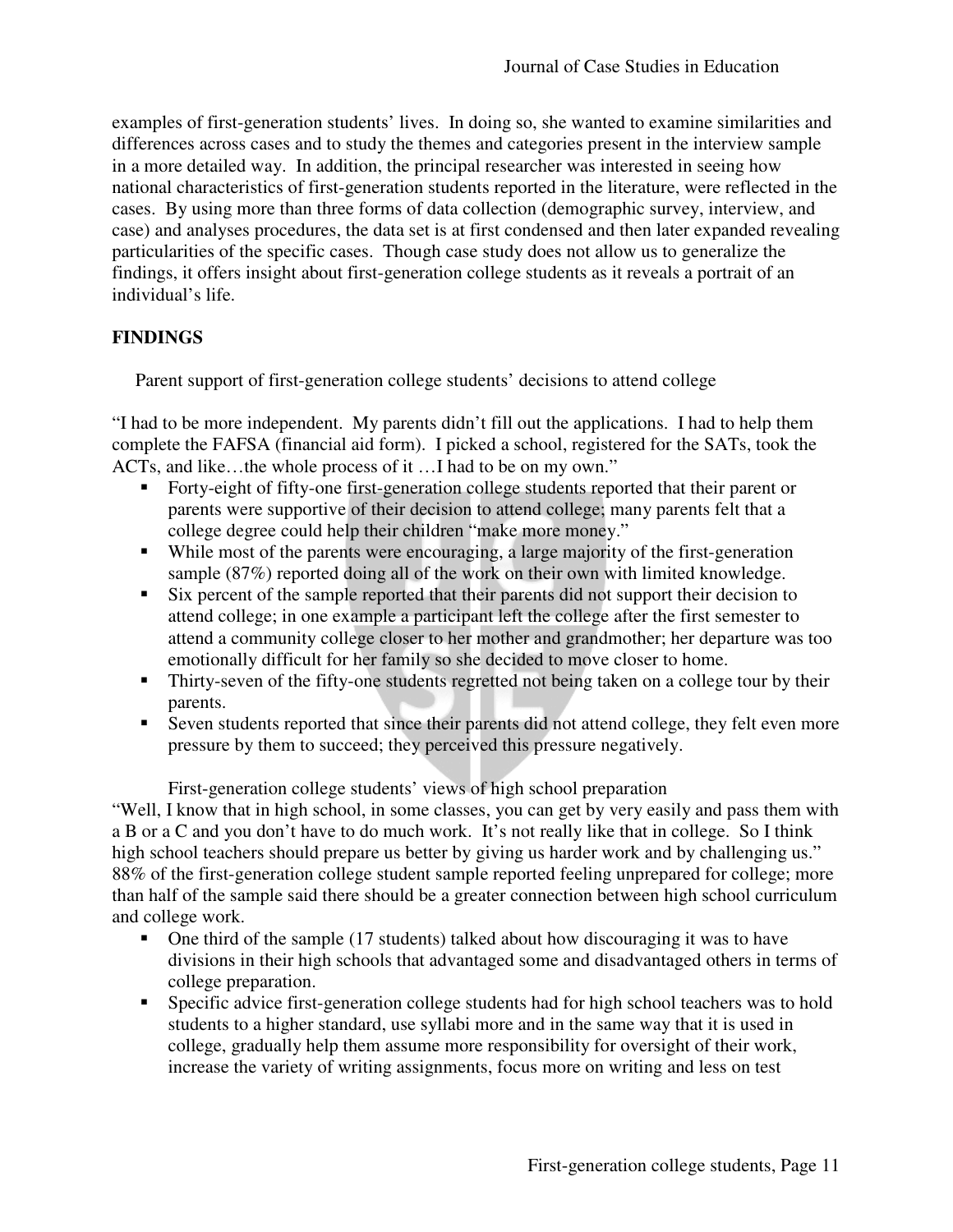examples of first-generation students' lives. In doing so, she wanted to examine similarities and differences across cases and to study the themes and categories present in the interview sample in a more detailed way. In addition, the principal researcher was interested in seeing how national characteristics of first-generation students reported in the literature, were reflected in the cases. By using more than three forms of data collection (demographic survey, interview, and case) and analyses procedures, the data set is at first condensed and then later expanded revealing particularities of the specific cases. Though case study does not allow us to generalize the findings, it offers insight about first-generation college students as it reveals a portrait of an individual's life.

## FINDINGS

### Parent support of first-generation college students' decisions to attend college

"I had to be more independent. My parents didn't fill out the applications. I had to help them complete the FAFSA (financial aid form). I picked a school, registered for the SATs, took the ACTs, and like…the whole process of it …I had to be on my own."

- Forty-eight of fifty-one first-generation college students reported that their parent or parents were supportive of their decision to attend college; many parents felt that a college degree could help their children "make more money."
- While most of the parents were encouraging, a large majority of the first-generation sample (87%) reported doing all of the work on their own with limited knowledge.
- Six percent of the sample reported that their parents did not support their decision to attend college; in one example a participant left the college after the first semester to attend a community college closer to her mother and grandmother; her departure was too emotionally difficult for her family so she decided to move closer to home.
- Thirty-seven of the fifty-one students regretted not being taken on a college tour by their parents.
- Seven students reported that since their parents did not attend college, they felt even more pressure by them to succeed; they perceived this pressure negatively.

### First-generation college students' views of high school preparation

"Well, I know that in high school, in some classes, you can get by very easily and pass them with a B or a C and you don't have to do much work. It's not really like that in college. So I think high school teachers should prepare us better by giving us harder work and by challenging us." 88% of the first-generation college student sample reported feeling unprepared for college; more than half of the sample said there should be a greater connection between high school curriculum and college work.

- One third of the sample (17 students) talked about how discouraging it was to have divisions in their high schools that advantaged some and disadvantaged others in terms of college preparation.
- Specific advice first-generation college students had for high school teachers was to hold students to a higher standard, use syllabi more and in the same way that it is used in college, gradually help them assume more responsibility for oversight of their work, increase the variety of writing assignments, focus more on writing and less on test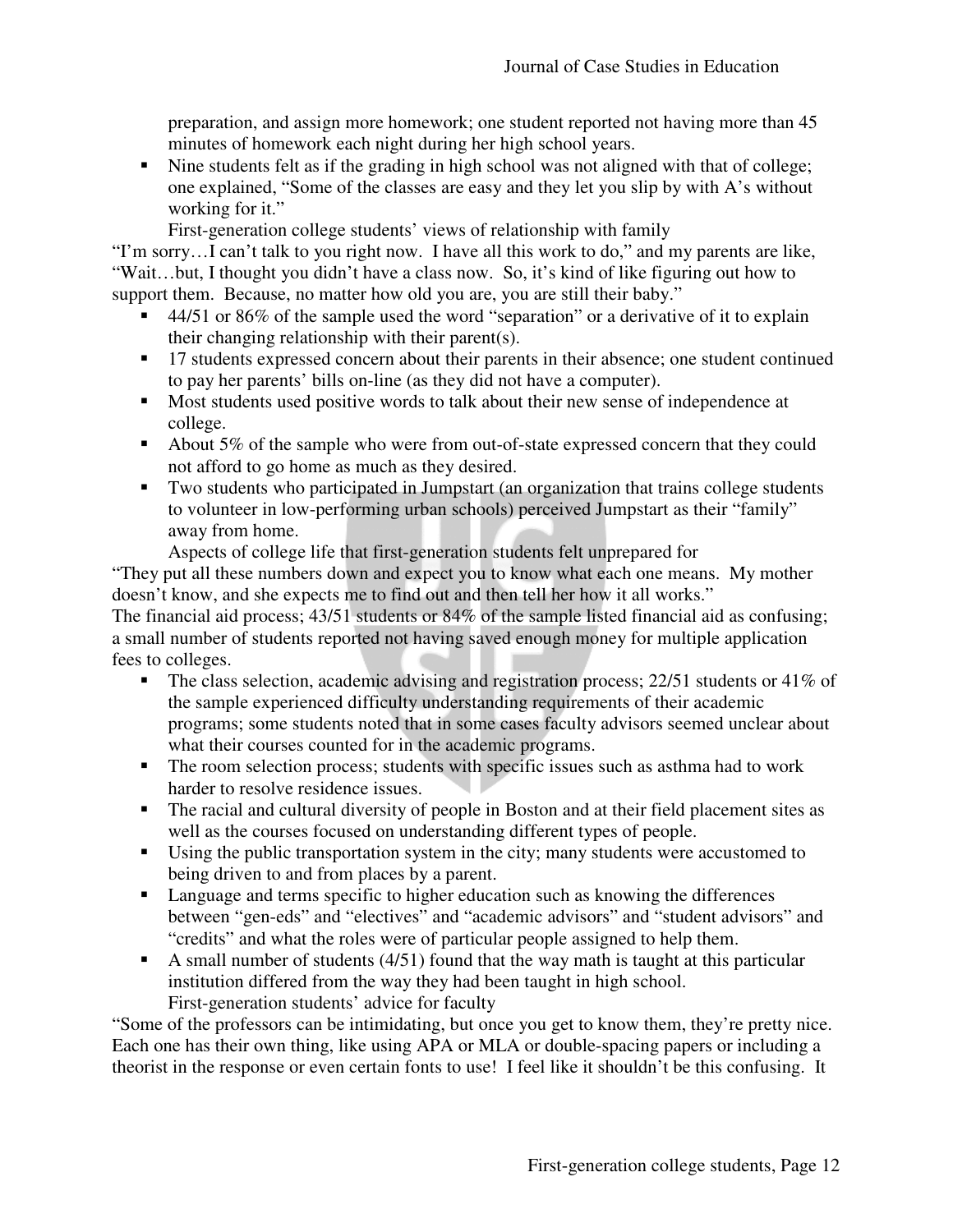preparation, and assign more homework; one student reported not having more than 45 minutes of homework each night during her high school years.

- Nine students felt as if the grading in high school was not aligned with that of college; one explained, "Some of the classes are easy and they let you slip by with A's without working for it."

### First-generation college students' views of relationship with family

"I'm sorry…I can't talk to you right now. I have all this work to do," and my parents are like, "Wait…but, I thought you didn't have a class now. So, it's kind of like figuring out how to support them. Because, no matter how old you are, you are still their baby."

- 44/51 or 86% of the sample used the word "separation" or a derivative of it to explain their changing relationship with their parent(s).
- 17 students expressed concern about their parents in their absence; one student continued to pay her parents' bills on-line (as they did not have a computer).
- Most students used positive words to talk about their new sense of independence at college.
- About 5% of the sample who were from out-of-state expressed concern that they could not afford to go home as much as they desired.
- Two students who participated in Jumpstart (an organization that trains college students to volunteer in low-performing urban schools) perceived Jumpstart as their "family" away from home.

### Aspects of college life that first-generation students felt unprepared for

"They put all these numbers down and expect you to know what each one means. My mother doesn't know, and she expects me to find out and then tell her how it all works."

The financial aid process; 43/51 students or 84% of the sample listed financial aid as confusing; a small number of students reported not having saved enough money for multiple application fees to colleges.

- The class selection, academic advising and registration process; 22/51 students or 41% of the sample experienced difficulty understanding requirements of their academic programs; some students noted that in some cases faculty advisors seemed unclear about what their courses counted for in the academic programs.
- The room selection process; students with specific issues such as asthma had to work harder to resolve residence issues.
- The racial and cultural diversity of people in Boston and at their field placement sites as well as the courses focused on understanding different types of people.
- Using the public transportation system in the city; many students were accustomed to being driven to and from places by a parent.
- Language and terms specific to higher education such as knowing the differences between "gen-eds" and "electives" and "academic advisors" and "student advisors" and "credits" and what the roles were of particular people assigned to help them.
- A small number of students (4/51) found that the way math is taught at this particular institution differed from the way they had been taught in high school.

### First-generation students' advice for faculty

"Some of the professors can be intimidating, but once you get to know them, they're pretty nice. Each one has their own thing, like using APA or MLA or double-spacing papers or including a theorist in the response or even certain fonts to use! I feel like it shouldn't be this confusing. It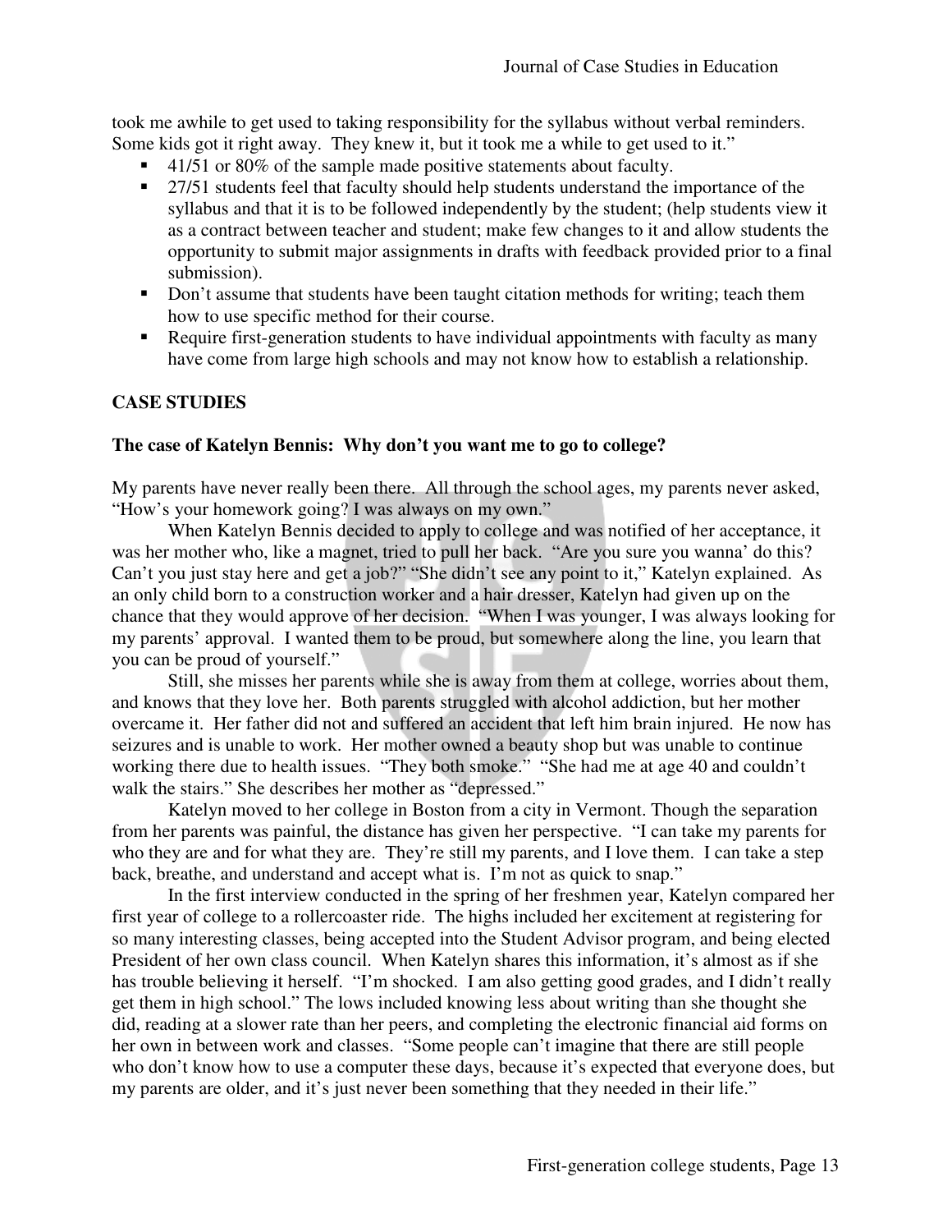took me awhile to get used to taking responsibility for the syllabus without verbal reminders. Some kids got it right away. They knew it, but it took me a while to get used to it."

- 41/51 or 80% of the sample made positive statements about faculty.
- 27/51 students feel that faculty should help students understand the importance of the syllabus and that it is to be followed independently by the student; (help students view it as a contract between teacher and student; make few changes to it and allow students the opportunity to submit major assignments in drafts with feedback provided prior to a final submission).
- Don't assume that students have been taught citation methods for writing; teach them how to use specific method for their course.
- Require first-generation students to have individual appointments with faculty as many have come from large high schools and may not know how to establish a relationship.

## CASE STUDIES

### The case of Katelyn Bennis: Why don't you want me to go to college?

My parents have never really been there. All through the school ages, my parents never asked, "How's your homework going? I was always on my own."

When Katelyn Bennis decided to apply to college and was notified of her acceptance, it was her mother who, like a magnet, tried to pull her back. "Are you sure you wanna' do this? Can't you just stay here and get a job?" "She didn't see any point to it," Katelyn explained. As an only child born to a construction worker and a hair dresser, Katelyn had given up on the chance that they would approve of her decision. "When I was younger, I was always looking for my parents' approval. I wanted them to be proud, but somewhere along the line, you learn that you can be proud of yourself."

Still, she misses her parents while she is away from them at college, worries about them, and knows that they love her. Both parents struggled with alcohol addiction, but her mother overcame it. Her father did not and suffered an accident that left him brain injured. He now has seizures and is unable to work. Her mother owned a beauty shop but was unable to continue working there due to health issues. "They both smoke." "She had me at age 40 and couldn't walk the stairs." She describes her mother as "depressed."

Katelyn moved to her college in Boston from a city in Vermont. Though the separation from her parents was painful, the distance has given her perspective. "I can take my parents for who they are and for what they are. They're still my parents, and I love them. I can take a step back, breathe, and understand and accept what is. I'm not as quick to snap."

In the first interview conducted in the spring of her freshmen year, Katelyn compared her first year of college to a rollercoaster ride. The highs included her excitement at registering for so many interesting classes, being accepted into the Student Advisor program, and being elected President of her own class council. When Katelyn shares this information, it's almost as if she has trouble believing it herself. "I'm shocked. I am also getting good grades, and I didn't really get them in high school." The lows included knowing less about writing than she thought she did, reading at a slower rate than her peers, and completing the electronic financial aid forms on her own in between work and classes. "Some people can't imagine that there are still people who don't know how to use a computer these days, because it's expected that everyone does, but my parents are older, and it's just never been something that they needed in their life."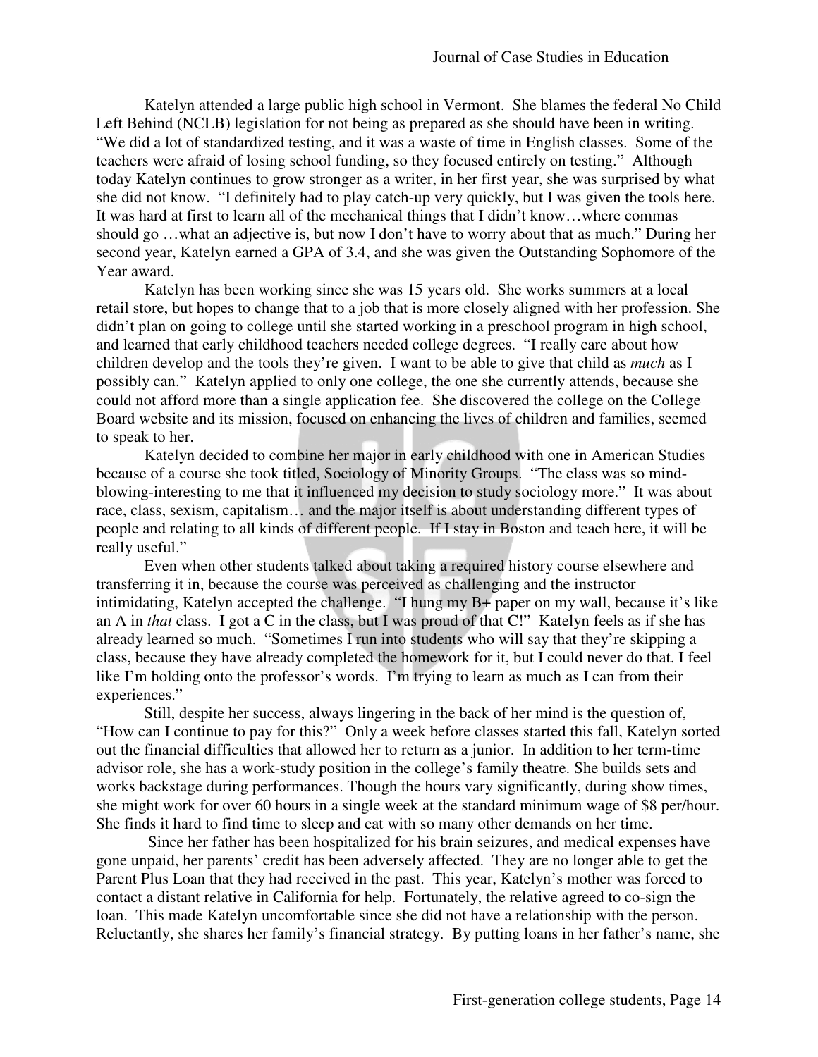Katelyn attended a large public high school in Vermont. She blames the federal No Child Left Behind (NCLB) legislation for not being as prepared as she should have been in writing. "We did a lot of standardized testing, and it was a waste of time in English classes. Some of the teachers were afraid of losing school funding, so they focused entirely on testing." Although today Katelyn continues to grow stronger as a writer, in her first year, she was surprised by what she did not know. "I definitely had to play catch-up very quickly, but I was given the tools here. It was hard at first to learn all of the mechanical things that I didn't know…where commas should go …what an adjective is, but now I don't have to worry about that as much." During her second year, Katelyn earned a GPA of 3.4, and she was given the Outstanding Sophomore of the Year award.

Katelyn has been working since she was 15 years old. She works summers at a local retail store, but hopes to change that to a job that is more closely aligned with her profession. She didn't plan on going to college until she started working in a preschool program in high school, and learned that early childhood teachers needed college degrees. "I really care about how children develop and the tools they're given. I want to be able to give that child as *much* as I possibly can." Katelyn applied to only one college, the one she currently attends, because she could not afford more than a single application fee. She discovered the college on the College Board website and its mission, focused on enhancing the lives of children and families, seemed to speak to her.

Katelyn decided to combine her major in early childhood with one in American Studies because of a course she took titled, Sociology of Minority Groups. "The class was so mind-blowing-interesting to me that it influenced my decision to study sociology more." It was about race, class, sexism, capitalism… and the major itself is about understanding different types of people and relating to all kinds of different people. If I stay in Boston and teach here, it will be really useful."

Even when other students talked about taking a required history course elsewhere and transferring it in, because the course was perceived as challenging and the instructor intimidating, Katelyn accepted the challenge. "I hung my B+ paper on my wall, because it's like an A in *that* class. I got a C in the class, but I was proud of that C!" Katelyn feels as if she has already learned so much. "Sometimes I run into students who will say that they're skipping a class, because they have already completed the homework for it, but I could never do that. I feel like I'm holding onto the professor's words. I'm trying to learn as much as I can from their experiences."

Still, despite her success, always lingering in the back of her mind is the question of, "How can I continue to pay for this?" Only a week before classes started this fall, Katelyn sorted out the financial difficulties that allowed her to return as a junior. In addition to her term-time advisor role, she has a work-study position in the college's family theatre. She builds sets and works backstage during performances. Though the hours vary significantly, during show times, she might work for over 60 hours in a single week at the standard minimum wage of $8 per/hour. She finds it hard to find time to sleep and eat with so many other demands on her time.

Since her father has been hospitalized for his brain seizures, and medical expenses have gone unpaid, her parents' credit has been adversely affected. They are no longer able to get the Parent Plus Loan that they had received in the past. This year, Katelyn's mother was forced to contact a distant relative in California for help. Fortunately, the relative agreed to co-sign the loan. This made Katelyn uncomfortable since she did not have a relationship with the person. Reluctantly, she shares her family's financial strategy. By putting loans in her father's name, she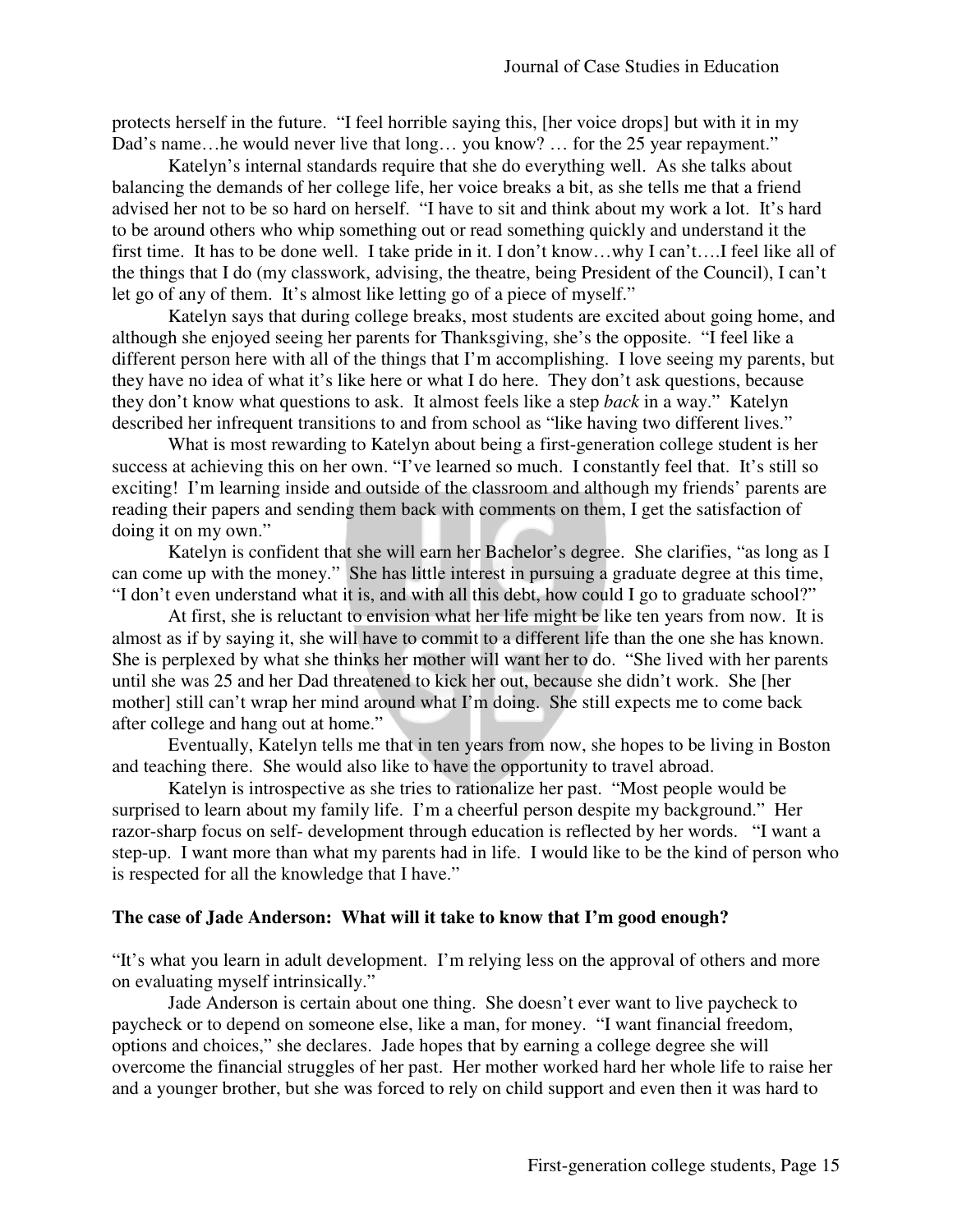protects herself in the future. "I feel horrible saying this, [her voice drops] but with it in my Dad's name…he would never live that long… you know? … for the 25 year repayment."

Katelyn's internal standards require that she do everything well. As she talks about balancing the demands of her college life, her voice breaks a bit, as she tells me that a friend advised her not to be so hard on herself. "I have to sit and think about my work a lot. It's hard to be around others who whip something out or read something quickly and understand it the first time. It has to be done well. I take pride in it. I don't know…why I can't….I feel like all of the things that I do (my classwork, advising, the theatre, being President of the Council), I can't let go of any of them. It's almost like letting go of a piece of myself."

Katelyn says that during college breaks, most students are excited about going home, and although she enjoyed seeing her parents for Thanksgiving, she's the opposite. "I feel like a different person here with all of the things that I'm accomplishing. I love seeing my parents, but they have no idea of what it's like here or what I do here. They don't ask questions, because they don't know what questions to ask. It almost feels like a step *back* in a way." Katelyn described her infrequent transitions to and from school as "like having two different lives."

What is most rewarding to Katelyn about being a first-generation college student is her success at achieving this on her own. "I've learned so much. I constantly feel that. It's still so exciting! I'm learning inside and outside of the classroom and although my friends' parents are reading their papers and sending them back with comments on them, I get the satisfaction of doing it on my own."

Katelyn is confident that she will earn her Bachelor's degree. She clarifies, "as long as I can come up with the money." She has little interest in pursuing a graduate degree at this time, "I don't even understand what it is, and with all this debt, how could I go to graduate school?"

At first, she is reluctant to envision what her life might be like ten years from now. It is almost as if by saying it, she will have to commit to a different life than the one she has known. She is perplexed by what she thinks her mother will want her to do. "She lived with her parents until she was 25 and her Dad threatened to kick her out, because she didn't work. She [her mother] still can't wrap her mind around what I'm doing. She still expects me to come back after college and hang out at home."

Eventually, Katelyn tells me that in ten years from now, she hopes to be living in Boston and teaching there. She would also like to have the opportunity to travel abroad.

Katelyn is introspective as she tries to rationalize her past. "Most people would be surprised to learn about my family life. I'm a cheerful person despite my background." Her razor-sharp focus on self- development through education is reflected by her words. "I want a step-up. I want more than what my parents had in life. I would like to be the kind of person who is respected for all the knowledge that I have."

**The case of Jade Anderson: What will it take to know that I'm good enough?**

"It's what you learn in adult development. I'm relying less on the approval of others and more on evaluating myself intrinsically."

Jade Anderson is certain about one thing. She doesn't ever want to live paycheck to paycheck or to depend on someone else, like a man, for money. "I want financial freedom, options and choices," she declares. Jade hopes that by earning a college degree she will overcome the financial struggles of her past. Her mother worked hard her whole life to raise her and a younger brother, but she was forced to rely on child support and even then it was hard to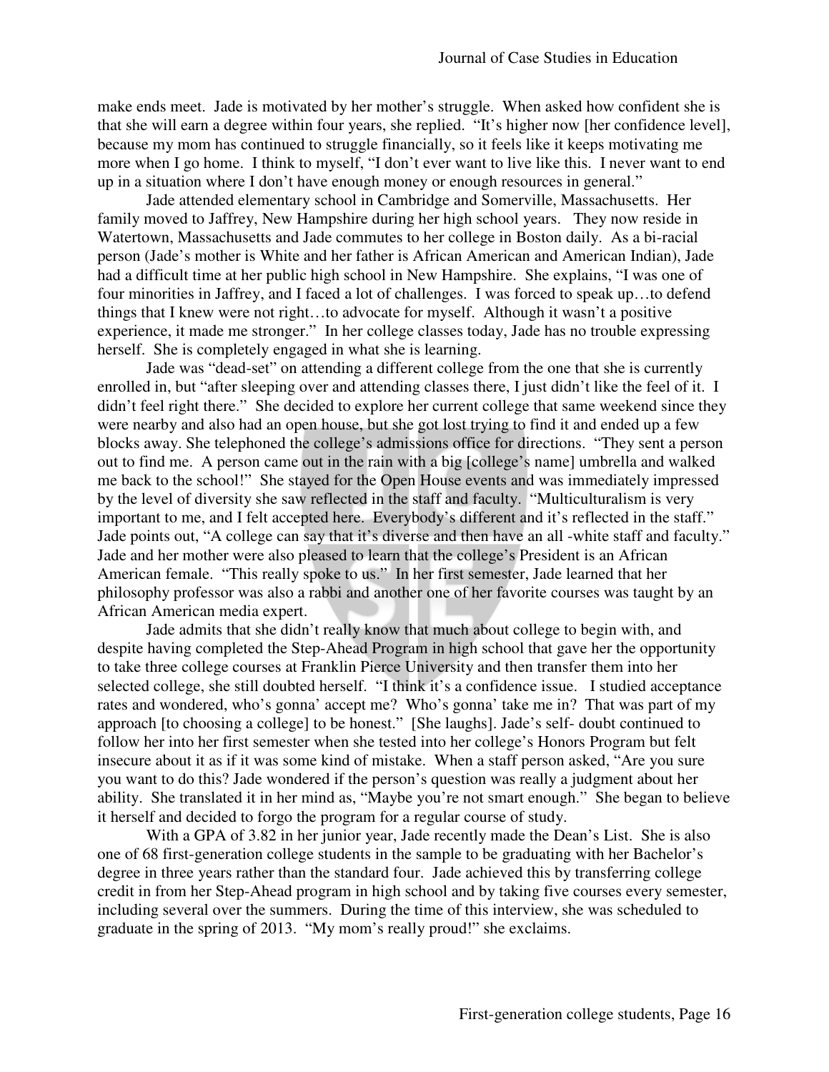make ends meet. Jade is motivated by her mother's struggle. When asked how confident she is that she will earn a degree within four years, she replied. "It's higher now [her confidence level], because my mom has continued to struggle financially, so it feels like it keeps motivating me more when I go home. I think to myself, "I don't ever want to live like this. I never want to end up in a situation where I don't have enough money or enough resources in general."

Jade attended elementary school in Cambridge and Somerville, Massachusetts. Her family moved to Jaffrey, New Hampshire during her high school years. They now reside in Watertown, Massachusetts and Jade commutes to her college in Boston daily. As a bi-racial person (Jade's mother is White and her father is African American and American Indian), Jade had a difficult time at her public high school in New Hampshire. She explains, "I was one of four minorities in Jaffrey, and I faced a lot of challenges. I was forced to speak up…to defend things that I knew were not right…to advocate for myself. Although it wasn't a positive experience, it made me stronger." In her college classes today, Jade has no trouble expressing herself. She is completely engaged in what she is learning.

Jade was "dead-set" on attending a different college from the one that she is currently enrolled in, but "after sleeping over and attending classes there, I just didn't like the feel of it. I didn't feel right there." She decided to explore her current college that same weekend since they were nearby and also had an open house, but she got lost trying to find it and ended up a few blocks away. She telephoned the college's admissions office for directions. "They sent a person out to find me. A person came out in the rain with a big [college's name] umbrella and walked me back to the school!" She stayed for the Open House events and was immediately impressed by the level of diversity she saw reflected in the staff and faculty. "Multiculturalism is very important to me, and I felt accepted here. Everybody's different and it's reflected in the staff." Jade points out, "A college can say that it's diverse and then have an all -white staff and faculty." Jade and her mother were also pleased to learn that the college's President is an African American female. "This really spoke to us." In her first semester, Jade learned that her philosophy professor was also a rabbi and another one of her favorite courses was taught by an African American media expert.

Jade admits that she didn't really know that much about college to begin with, and despite having completed the Step-Ahead Program in high school that gave her the opportunity to take three college courses at Franklin Pierce University and then transfer them into her selected college, she still doubted herself. "I think it's a confidence issue. I studied acceptance rates and wondered, who's gonna' accept me? Who's gonna' take me in? That was part of my approach [to choosing a college] to be honest." [She laughs]. Jade's self- doubt continued to follow her into her first semester when she tested into her college's Honors Program but felt insecure about it as if it was some kind of mistake. When a staff person asked, "Are you sure you want to do this? Jade wondered if the person's question was really a judgment about her ability. She translated it in her mind as, "Maybe you're not smart enough." She began to believe it herself and decided to forgo the program for a regular course of study.

With a GPA of 3.82 in her junior year, Jade recently made the Dean's List. She is also one of 68 first-generation college students in the sample to be graduating with her Bachelor's degree in three years rather than the standard four. Jade achieved this by transferring college credit in from her Step-Ahead program in high school and by taking five courses every semester, including several over the summers. During the time of this interview, she was scheduled to graduate in the spring of 2013. "My mom's really proud!" she exclaims.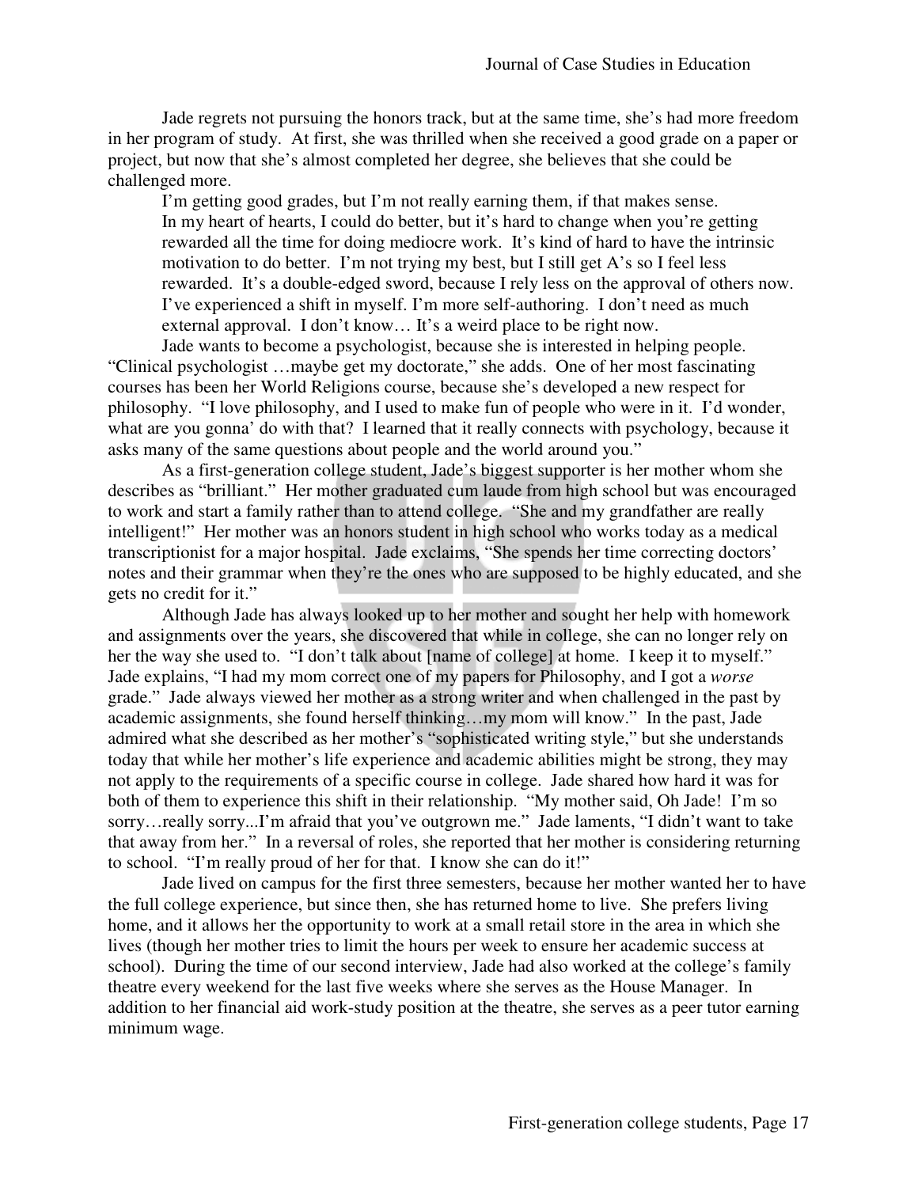Jade regrets not pursuing the honors track, but at the same time, she's had more freedom in her program of study. At first, she was thrilled when she received a good grade on a paper or project, but now that she's almost completed her degree, she believes that she could be challenged more.

> I'm getting good grades, but I'm not really earning them, if that makes sense. In my heart of hearts, I could do better, but it's hard to change when you're getting rewarded all the time for doing mediocre work. It's kind of hard to have the intrinsic motivation to do better. I'm not trying my best, but I still get A's so I feel less rewarded. It's a double-edged sword, because I rely less on the approval of others now. I've experienced a shift in myself. I'm more self-authoring. I don't need as much external approval. I don't know… It's a weird place to be right now.

Jade wants to become a psychologist, because she is interested in helping people. "Clinical psychologist …maybe get my doctorate," she adds. One of her most fascinating courses has been her World Religions course, because she's developed a new respect for philosophy. "I love philosophy, and I used to make fun of people who were in it. I'd wonder, what are you gonna' do with that? I learned that it really connects with psychology, because it asks many of the same questions about people and the world around you."

As a first-generation college student, Jade's biggest supporter is her mother whom she describes as "brilliant." Her mother graduated cum laude from high school but was encouraged to work and start a family rather than to attend college. "She and my grandfather are really intelligent!" Her mother was an honors student in high school who works today as a medical transcriptionist for a major hospital. Jade exclaims, "She spends her time correcting doctors' notes and their grammar when they're the ones who are supposed to be highly educated, and she gets no credit for it."

Although Jade has always looked up to her mother and sought her help with homework and assignments over the years, she discovered that while in college, she can no longer rely on her the way she used to. "I don't talk about [name of college] at home. I keep it to myself." Jade explains, "I had my mom correct one of my papers for Philosophy, and I got a *worse* grade." Jade always viewed her mother as a strong writer and when challenged in the past by academic assignments, she found herself thinking…my mom will know." In the past, Jade admired what she described as her mother's "sophisticated writing style," but she understands today that while her mother's life experience and academic abilities might be strong, they may not apply to the requirements of a specific course in college. Jade shared how hard it was for both of them to experience this shift in their relationship. "My mother said, Oh Jade! I'm so sorry…really sorry...I'm afraid that you've outgrown me." Jade laments, "I didn't want to take that away from her." In a reversal of roles, she reported that her mother is considering returning to school. "I'm really proud of her for that. I know she can do it!"

Jade lived on campus for the first three semesters, because her mother wanted her to have the full college experience, but since then, she has returned home to live. She prefers living home, and it allows her the opportunity to work at a small retail store in the area in which she lives (though her mother tries to limit the hours per week to ensure her academic success at school). During the time of our second interview, Jade had also worked at the college's family theatre every weekend for the last five weeks where she serves as the House Manager. In addition to her financial aid work-study position at the theatre, she serves as a peer tutor earning minimum wage.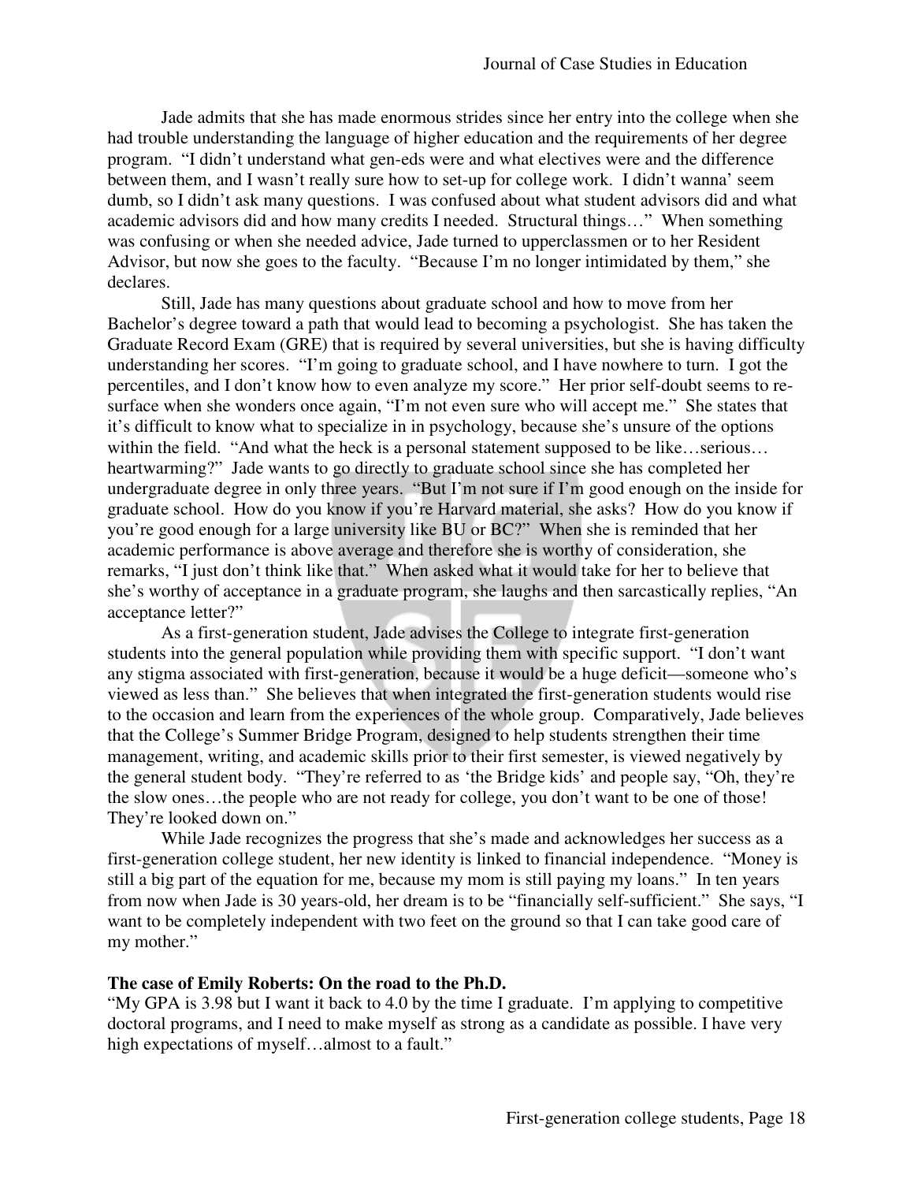Jade admits that she has made enormous strides since her entry into the college when she had trouble understanding the language of higher education and the requirements of her degree program. "I didn't understand what gen-eds were and what electives were and the difference between them, and I wasn't really sure how to set-up for college work. I didn't wanna' seem dumb, so I didn't ask many questions. I was confused about what student advisors did and what academic advisors did and how many credits I needed. Structural things…" When something was confusing or when she needed advice, Jade turned to upperclassmen or to her Resident Advisor, but now she goes to the faculty. "Because I'm no longer intimidated by them," she declares.

Still, Jade has many questions about graduate school and how to move from her Bachelor's degree toward a path that would lead to becoming a psychologist. She has taken the Graduate Record Exam (GRE) that is required by several universities, but she is having difficulty understanding her scores. "I'm going to graduate school, and I have nowhere to turn. I got the percentiles, and I don't know how to even analyze my score." Her prior self-doubt seems to re-surface when she wonders once again, "I'm not even sure who will accept me." She states that it's difficult to know what to specialize in in psychology, because she's unsure of the options within the field. "And what the heck is a personal statement supposed to be like…serious…heartwarming?" Jade wants to go directly to graduate school since she has completed her undergraduate degree in only three years. "But I'm not sure if I'm good enough on the inside for graduate school. How do you know if you're Harvard material, she asks? How do you know if you're good enough for a large university like BU or BC?" When she is reminded that her academic performance is above average and therefore she is worthy of consideration, she remarks, "I just don't think like that." When asked what it would take for her to believe that she's worthy of acceptance in a graduate program, she laughs and then sarcastically replies, "An acceptance letter?"

As a first-generation student, Jade advises the College to integrate first-generation students into the general population while providing them with specific support. "I don't want any stigma associated with first-generation, because it would be a huge deficit—someone who's viewed as less than." She believes that when integrated the first-generation students would rise to the occasion and learn from the experiences of the whole group. Comparatively, Jade believes that the College's Summer Bridge Program, designed to help students strengthen their time management, writing, and academic skills prior to their first semester, is viewed negatively by the general student body. "They're referred to as 'the Bridge kids' and people say, "Oh, they're the slow ones…the people who are not ready for college, you don't want to be one of those! They're looked down on."

While Jade recognizes the progress that she's made and acknowledges her success as a first-generation college student, her new identity is linked to financial independence. "Money is still a big part of the equation for me, because my mom is still paying my loans." In ten years from now when Jade is 30 years-old, her dream is to be "financially self-sufficient." She says, "I want to be completely independent with two feet on the ground so that I can take good care of my mother."

**The case of Emily Roberts: On the road to the Ph.D.**

"My GPA is 3.98 but I want it back to 4.0 by the time I graduate. I'm applying to competitive doctoral programs, and I need to make myself as strong as a candidate as possible. I have very high expectations of myself…almost to a fault."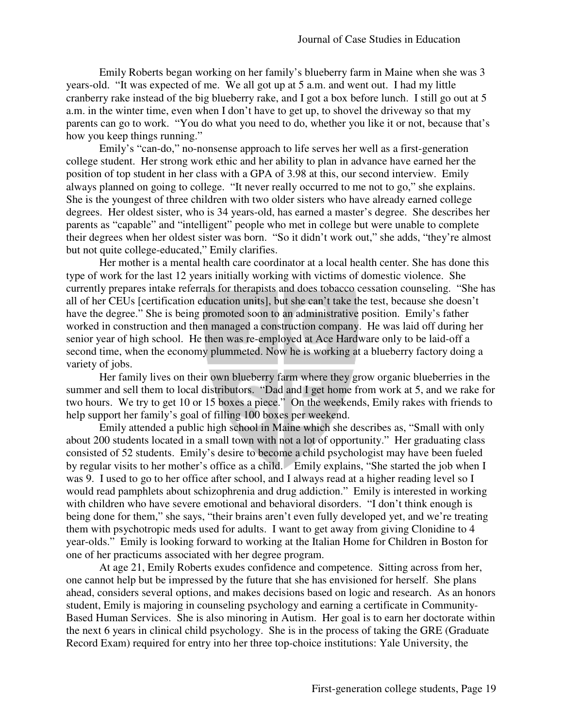Emily Roberts began working on her family's blueberry farm in Maine when she was 3 years-old. "It was expected of me. We all got up at 5 a.m. and went out. I had my little cranberry rake instead of the big blueberry rake, and I got a box before lunch. I still go out at 5 a.m. in the winter time, even when I don't have to get up, to shovel the driveway so that my parents can go to work. "You do what you need to do, whether you like it or not, because that's how you keep things running."

Emily's "can-do," no-nonsense approach to life serves her well as a first-generation college student. Her strong work ethic and her ability to plan in advance have earned her the position of top student in her class with a GPA of 3.98 at this, our second interview. Emily always planned on going to college. "It never really occurred to me not to go," she explains. She is the youngest of three children with two older sisters who have already earned college degrees. Her oldest sister, who is 34 years-old, has earned a master's degree. She describes her parents as "capable" and "intelligent" people who met in college but were unable to complete their degrees when her oldest sister was born. "So it didn't work out," she adds, "they're almost but not quite college-educated," Emily clarifies.

Her mother is a mental health care coordinator at a local health center. She has done this type of work for the last 12 years initially working with victims of domestic violence. She currently prepares intake referrals for therapists and does tobacco cessation counseling. "She has all of her CEUs [certification education units], but she can't take the test, because she doesn't have the degree." She is being promoted soon to an administrative position. Emily's father worked in construction and then managed a construction company. He was laid off during her senior year of high school. He then was re-employed at Ace Hardware only to be laid-off a second time, when the economy plummeted. Now he is working at a blueberry factory doing a variety of jobs.

Her family lives on their own blueberry farm where they grow organic blueberries in the summer and sell them to local distributors. "Dad and I get home from work at 5, and we rake for two hours. We try to get 10 or 15 boxes a piece." On the weekends, Emily rakes with friends to help support her family's goal of filling 100 boxes per weekend.

Emily attended a public high school in Maine which she describes as, "Small with only about 200 students located in a small town with not a lot of opportunity." Her graduating class consisted of 52 students. Emily's desire to become a child psychologist may have been fueled by regular visits to her mother's office as a child. Emily explains, "She started the job when I was 9. I used to go to her office after school, and I always read at a higher reading level so I would read pamphlets about schizophrenia and drug addiction." Emily is interested in working with children who have severe emotional and behavioral disorders. "I don't think enough is being done for them," she says, "their brains aren't even fully developed yet, and we're treating them with psychotropic meds used for adults. I want to get away from giving Clonidine to 4 year-olds." Emily is looking forward to working at the Italian Home for Children in Boston for one of her practicums associated with her degree program.

At age 21, Emily Roberts exudes confidence and competence. Sitting across from her, one cannot help but be impressed by the future that she has envisioned for herself. She plans ahead, considers several options, and makes decisions based on logic and research. As an honors student, Emily is majoring in counseling psychology and earning a certificate in Community-Based Human Services. She is also minoring in Autism. Her goal is to earn her doctorate within the next 6 years in clinical child psychology. She is in the process of taking the GRE (Graduate Record Exam) required for entry into her three top-choice institutions: Yale University, the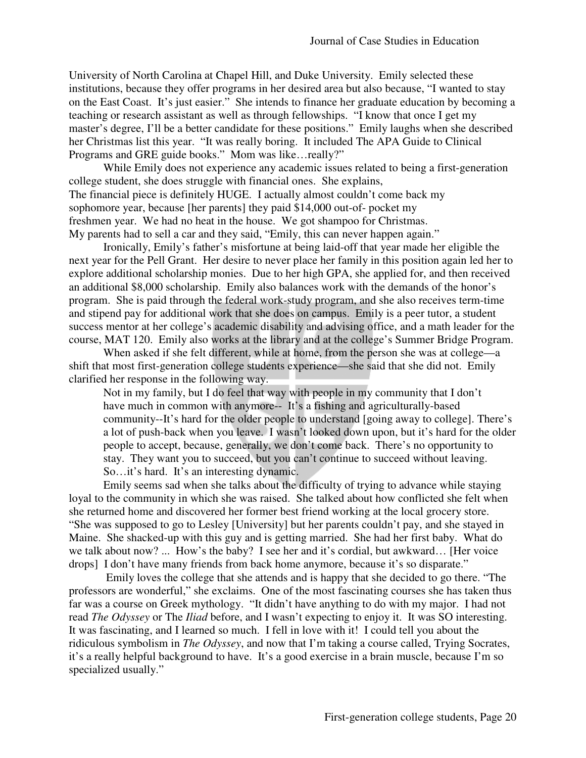University of North Carolina at Chapel Hill, and Duke University. Emily selected these institutions, because they offer programs in her desired area but also because, "I wanted to stay on the East Coast. It's just easier." She intends to finance her graduate education by becoming a teaching or research assistant as well as through fellowships. "I know that once I get my master's degree, I'll be a better candidate for these positions." Emily laughs when she described her Christmas list this year. "It was really boring. It included The APA Guide to Clinical Programs and GRE guide books." Mom was like…really?"

While Emily does not experience any academic issues related to being a first-generation college student, she does struggle with financial ones. She explains,

> The financial piece is definitely HUGE. I actually almost couldn't come back my sophomore year, because [her parents] they paid $14,000 out-of- pocket my freshmen year. We had no heat in the house. We got shampoo for Christmas. My parents had to sell a car and they said, "Emily, this can never happen again."

Ironically, Emily's father's misfortune at being laid-off that year made her eligible the next year for the Pell Grant. Her desire to never place her family in this position again led her to explore additional scholarship monies. Due to her high GPA, she applied for, and then received an additional $8,000 scholarship. Emily also balances work with the demands of the honor's program. She is paid through the federal work-study program, and she also receives term-time and stipend pay for additional work that she does on campus. Emily is a peer tutor, a student success mentor at her college's academic disability and advising office, and a math leader for the course, MAT 120. Emily also works at the library and at the college's Summer Bridge Program.

When asked if she felt different, while at home, from the person she was at college—a shift that most first-generation college students experience—she said that she did not. Emily clarified her response in the following way.

> Not in my family, but I do feel that way with people in my community that I don't have much in common with anymore-- It's a fishing and agriculturally-based community--It's hard for the older people to understand [going away to college]. There's a lot of push-back when you leave. I wasn't looked down upon, but it's hard for the older people to accept, because, generally, we don't come back. There's no opportunity to stay. They want you to succeed, but you can't continue to succeed without leaving. So…it's hard. It's an interesting dynamic.

Emily seems sad when she talks about the difficulty of trying to advance while staying loyal to the community in which she was raised. She talked about how conflicted she felt when she returned home and discovered her former best friend working at the local grocery store. "She was supposed to go to Lesley [University] but her parents couldn't pay, and she stayed in Maine. She shacked-up with this guy and is getting married. She had her first baby. What do we talk about now? ... How's the baby? I see her and it's cordial, but awkward… [Her voice drops] I don't have many friends from back home anymore, because it's so disparate."

Emily loves the college that she attends and is happy that she decided to go there. "The professors are wonderful," she exclaims. One of the most fascinating courses she has taken thus far was a course on Greek mythology. "It didn't have anything to do with my major. I had not read *The Odyssey* or The *Iliad* before, and I wasn't expecting to enjoy it. It was SO interesting. It was fascinating, and I learned so much. I fell in love with it! I could tell you about the ridiculous symbolism in *The Odyssey*, and now that I'm taking a course called, Trying Socrates, it's a really helpful background to have. It's a good exercise in a brain muscle, because I'm so specialized usually."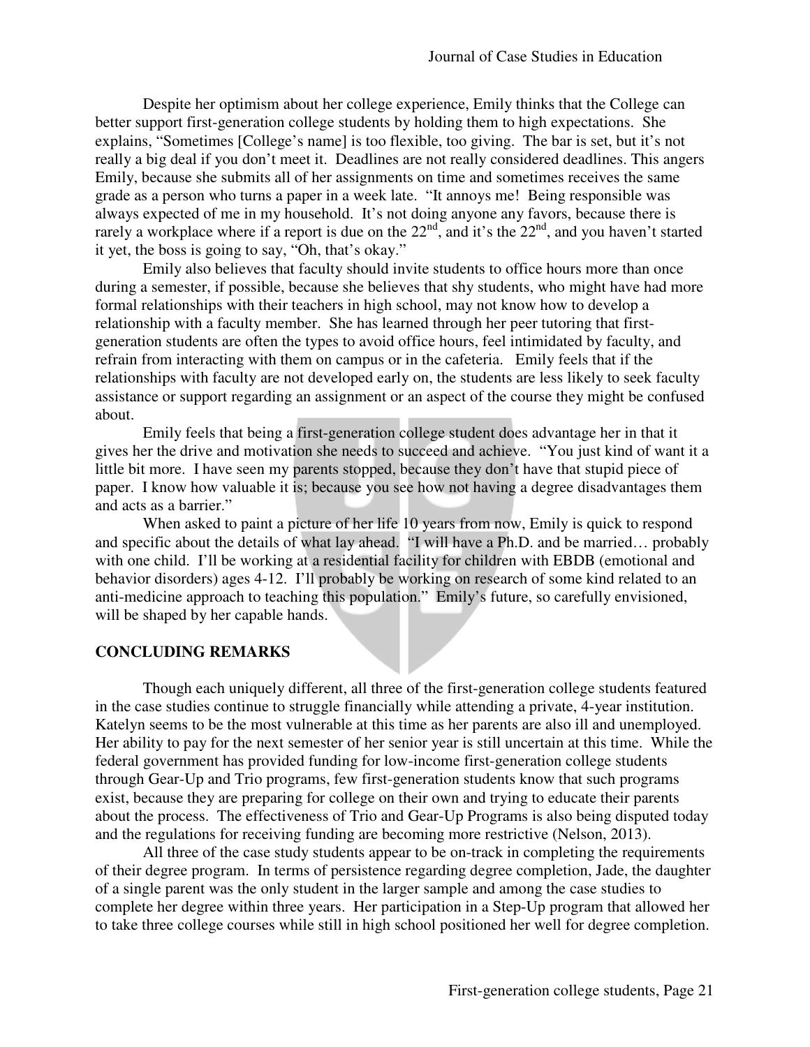Despite her optimism about her college experience, Emily thinks that the College can better support first-generation college students by holding them to high expectations. She explains, "Sometimes [College's name] is too flexible, too giving. The bar is set, but it's not really a big deal if you don't meet it. Deadlines are not really considered deadlines. This angers Emily, because she submits all of her assignments on time and sometimes receives the same grade as a person who turns a paper in a week late. "It annoys me! Being responsible was always expected of me in my household. It's not doing anyone any favors, because there is rarely a workplace where if a report is due on the 22nd, and it's the 22nd, and you haven't started it yet, the boss is going to say, "Oh, that's okay."

Emily also believes that faculty should invite students to office hours more than once during a semester, if possible, because she believes that shy students, who might have had more formal relationships with their teachers in high school, may not know how to develop a relationship with a faculty member. She has learned through her peer tutoring that first-generation students are often the types to avoid office hours, feel intimidated by faculty, and refrain from interacting with them on campus or in the cafeteria. Emily feels that if the relationships with faculty are not developed early on, the students are less likely to seek faculty assistance or support regarding an assignment or an aspect of the course they might be confused about.

Emily feels that being a first-generation college student does advantage her in that it gives her the drive and motivation she needs to succeed and achieve. "You just kind of want it a little bit more. I have seen my parents stopped, because they don't have that stupid piece of paper. I know how valuable it is; because you see how not having a degree disadvantages them and acts as a barrier."

When asked to paint a picture of her life 10 years from now, Emily is quick to respond and specific about the details of what lay ahead. "I will have a Ph.D. and be married… probably with one child. I'll be working at a residential facility for children with EBDB (emotional and behavior disorders) ages 4-12. I'll probably be working on research of some kind related to an anti-medicine approach to teaching this population." Emily's future, so carefully envisioned, will be shaped by her capable hands.

## CONCLUDING REMARKS

Though each uniquely different, all three of the first-generation college students featured in the case studies continue to struggle financially while attending a private, 4-year institution. Katelyn seems to be the most vulnerable at this time as her parents are also ill and unemployed. Her ability to pay for the next semester of her senior year is still uncertain at this time. While the federal government has provided funding for low-income first-generation college students through Gear-Up and Trio programs, few first-generation students know that such programs exist, because they are preparing for college on their own and trying to educate their parents about the process. The effectiveness of Trio and Gear-Up Programs is also being disputed today and the regulations for receiving funding are becoming more restrictive (Nelson, 2013).

All three of the case study students appear to be on-track in completing the requirements of their degree program. In terms of persistence regarding degree completion, Jade, the daughter of a single parent was the only student in the larger sample and among the case studies to complete her degree within three years. Her participation in a Step-Up program that allowed her to take three college courses while still in high school positioned her well for degree completion.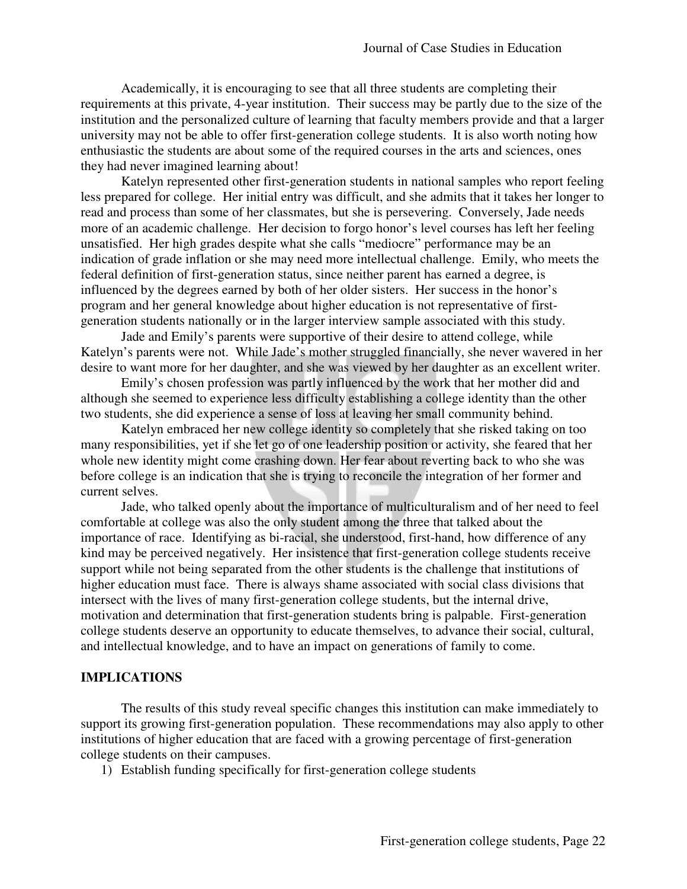Academically, it is encouraging to see that all three students are completing their requirements at this private, 4-year institution. Their success may be partly due to the size of the institution and the personalized culture of learning that faculty members provide and that a larger university may not be able to offer first-generation college students. It is also worth noting how enthusiastic the students are about some of the required courses in the arts and sciences, ones they had never imagined learning about!

Katelyn represented other first-generation students in national samples who report feeling less prepared for college. Her initial entry was difficult, and she admits that it takes her longer to read and process than some of her classmates, but she is persevering. Conversely, Jade needs more of an academic challenge. Her decision to forgo honor's level courses has left her feeling unsatisfied. Her high grades despite what she calls "mediocre" performance may be an indication of grade inflation or she may need more intellectual challenge. Emily, who meets the federal definition of first-generation status, since neither parent has earned a degree, is influenced by the degrees earned by both of her older sisters. Her success in the honor's program and her general knowledge about higher education is not representative of first-generation students nationally or in the larger interview sample associated with this study.

Jade and Emily's parents were supportive of their desire to attend college, while Katelyn's parents were not. While Jade's mother struggled financially, she never wavered in her desire to want more for her daughter, and she was viewed by her daughter as an excellent writer.

Emily's chosen profession was partly influenced by the work that her mother did and although she seemed to experience less difficulty establishing a college identity than the other two students, she did experience a sense of loss at leaving her small community behind.

Katelyn embraced her new college identity so completely that she risked taking on too many responsibilities, yet if she let go of one leadership position or activity, she feared that her whole new identity might come crashing down. Her fear about reverting back to who she was before college is an indication that she is trying to reconcile the integration of her former and current selves.

Jade, who talked openly about the importance of multiculturalism and of her need to feel comfortable at college was also the only student among the three that talked about the importance of race. Identifying as bi-racial, she understood, first-hand, how difference of any kind may be perceived negatively. Her insistence that first-generation college students receive support while not being separated from the other students is the challenge that institutions of higher education must face. There is always shame associated with social class divisions that intersect with the lives of many first-generation college students, but the internal drive, motivation and determination that first-generation students bring is palpable. First-generation college students deserve an opportunity to educate themselves, to advance their social, cultural, and intellectual knowledge, and to have an impact on generations of family to come.

## IMPLICATIONS

The results of this study reveal specific changes this institution can make immediately to support its growing first-generation population. These recommendations may also apply to other institutions of higher education that are faced with a growing percentage of first-generation college students on their campuses.

1) Establish funding specifically for first-generation college students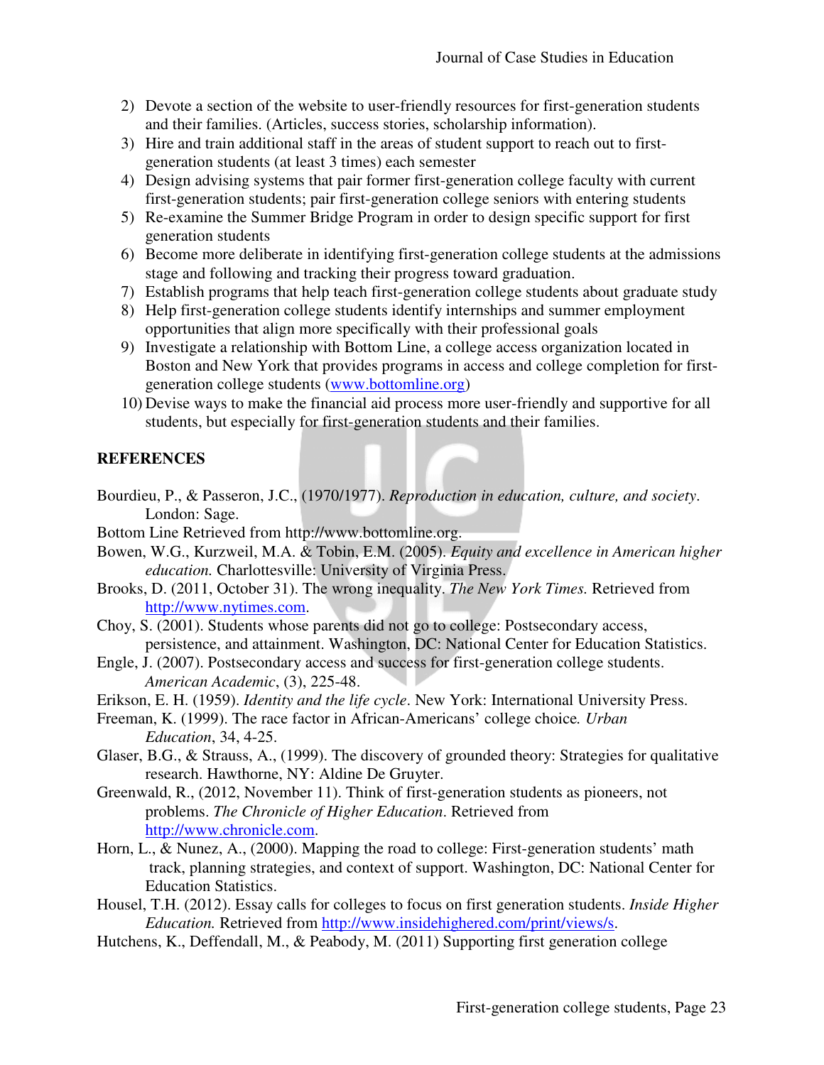2) Devote a section of the website to user-friendly resources for first-generation students and their families. (Articles, success stories, scholarship information).
3) Hire and train additional staff in the areas of student support to reach out to first-generation students (at least 3 times) each semester
4) Design advising systems that pair former first-generation college faculty with current first-generation students; pair first-generation college seniors with entering students
5) Re-examine the Summer Bridge Program in order to design specific support for first generation students
6) Become more deliberate in identifying first-generation college students at the admissions stage and following and tracking their progress toward graduation.
7) Establish programs that help teach first-generation college students about graduate study
8) Help first-generation college students identify internships and summer employment opportunities that align more specifically with their professional goals
9) Investigate a relationship with Bottom Line, a college access organization located in Boston and New York that provides programs in access and college completion for first-generation college students (www.bottomline.org)
10) Devise ways to make the financial aid process more user-friendly and supportive for all students, but especially for first-generation students and their families.

## REFERENCES

Bourdieu, P., & Passeron, J.C., (1970/1977). *Reproduction in education, culture, and society*. London: Sage.

Bottom Line Retrieved from http://www.bottomline.org.

Bowen, W.G., Kurzweil, M.A. & Tobin, E.M. (2005). *Equity and excellence in American higher education.* Charlottesville: University of Virginia Press.

Brooks, D. (2011, October 31). The wrong inequality. *The New York Times.* Retrieved from http://www.nytimes.com.

Choy, S. (2001). Students whose parents did not go to college: Postsecondary access, persistence, and attainment. Washington, DC: National Center for Education Statistics.

Engle, J. (2007). Postsecondary access and success for first-generation college students. *American Academic*, (3), 225-48.

Erikson, E. H. (1959). *Identity and the life cycle*. New York: International University Press.

Freeman, K. (1999). The race factor in African-Americans' college choice. *Urban Education*, 34, 4-25.

Glaser, B.G., & Strauss, A., (1999). The discovery of grounded theory: Strategies for qualitative research. Hawthorne, NY: Aldine De Gruyter.

Greenwald, R., (2012, November 11). Think of first-generation students as pioneers, not problems. *The Chronicle of Higher Education*. Retrieved from http://www.chronicle.com.

Horn, L., & Nunez, A., (2000). Mapping the road to college: First-generation students' math track, planning strategies, and context of support. Washington, DC: National Center for Education Statistics.

Housel, T.H. (2012). Essay calls for colleges to focus on first generation students. *Inside Higher Education.* Retrieved from http://www.insidehighered.com/print/views/s.

Hutchens, K., Deffendall, M., & Peabody, M. (2011) Supporting first generation college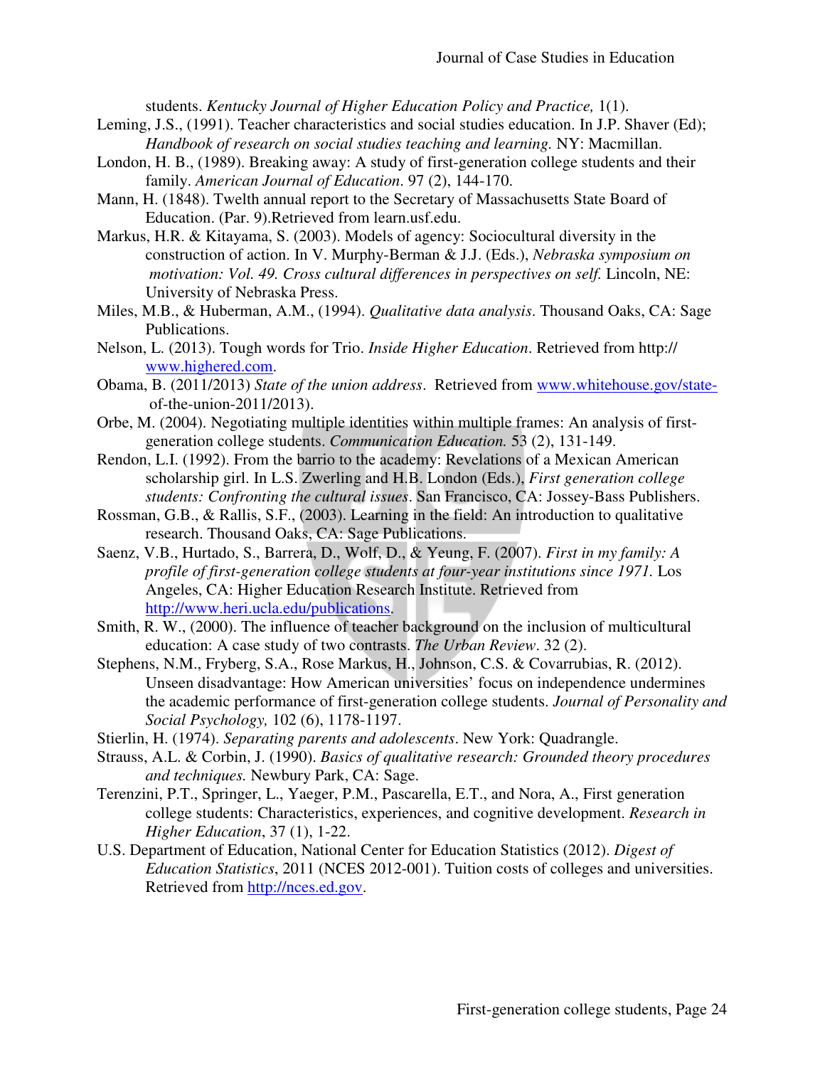students. *Kentucky Journal of Higher Education Policy and Practice,* 1(1).

Leming, J.S., (1991). Teacher characteristics and social studies education. In J.P. Shaver (Ed); *Handbook of research on social studies teaching and learning.* NY: Macmillan.

London, H. B., (1989). Breaking away: A study of first-generation college students and their family. *American Journal of Education*. 97 (2), 144-170.

Mann, H. (1848). Twelth annual report to the Secretary of Massachusetts State Board of Education. (Par. 9).Retrieved from learn.usf.edu.

Markus, H.R. & Kitayama, S. (2003). Models of agency: Sociocultural diversity in the construction of action. In V. Murphy-Berman & J.J. (Eds.), *Nebraska symposium on motivation: Vol. 49. Cross cultural differences in perspectives on self.* Lincoln, NE: University of Nebraska Press.

Miles, M.B., & Huberman, A.M., (1994). *Qualitative data analysis*. Thousand Oaks, CA: Sage Publications.

Nelson, L. (2013). Tough words for Trio. *Inside Higher Education*. Retrieved from http:// www.highered.com.

Obama, B. (2011/2013) *State of the union address*. Retrieved from www.whitehouse.gov/state-of-the-union-2011/2013).

Orbe, M. (2004). Negotiating multiple identities within multiple frames: An analysis of first-generation college students. *Communication Education.* 53 (2), 131-149.

Rendon, L.I. (1992). From the barrio to the academy: Revelations of a Mexican American scholarship girl. In L.S. Zwerling and H.B. London (Eds.), *First generation college students: Confronting the cultural issues*. San Francisco, CA: Jossey-Bass Publishers.

Rossman, G.B., & Rallis, S.F., (2003). Learning in the field: An introduction to qualitative research. Thousand Oaks, CA: Sage Publications.

Saenz, V.B., Hurtado, S., Barrera, D., Wolf, D., & Yeung, F. (2007). *First in my family: A profile of first-generation college students at four-year institutions since 1971.* Los Angeles, CA: Higher Education Research Institute. Retrieved from http://www.heri.ucla.edu/publications.

Smith, R. W., (2000). The influence of teacher background on the inclusion of multicultural education: A case study of two contrasts. *The Urban Review*. 32 (2).

Stephens, N.M., Fryberg, S.A., Rose Markus, H., Johnson, C.S. & Covarrubias, R. (2012). Unseen disadvantage: How American universities' focus on independence undermines the academic performance of first-generation college students. *Journal of Personality and Social Psychology,* 102 (6), 1178-1197.

Stierlin, H. (1974). *Separating parents and adolescents*. New York: Quadrangle.

Strauss, A.L. & Corbin, J. (1990). *Basics of qualitative research: Grounded theory procedures and techniques.* Newbury Park, CA: Sage.

Terenzini, P.T., Springer, L., Yaeger, P.M., Pascarella, E.T., and Nora, A., First generation college students: Characteristics, experiences, and cognitive development. *Research in Higher Education*, 37 (1), 1-22.

U.S. Department of Education, National Center for Education Statistics (2012). *Digest of Education Statistics*, 2011 (NCES 2012-001). Tuition costs of colleges and universities. Retrieved from http://nces.ed.gov.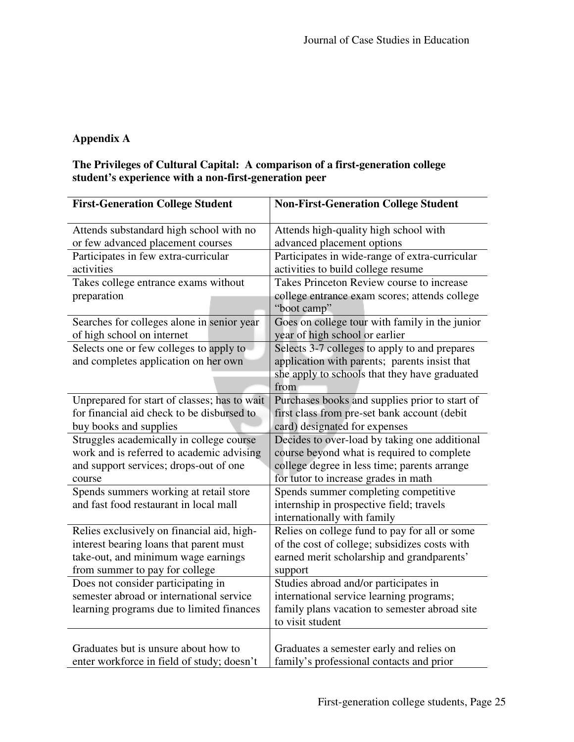**Appendix A**

**The Privileges of Cultural Capital: A comparison of a first-generation college student's experience with a non-first-generation peer**

| First-Generation College Student | Non-First-Generation College Student |
|---|---|
| Attends substandard high school with no or few advanced placement courses | Attends high-quality high school with advanced placement options |
| Participates in few extra-curricular activities | Participates in wide-range of extra-curricular activities to build college resume |
| Takes college entrance exams without preparation | Takes Princeton Review course to increase college entrance exam scores; attends college "boot camp" |
| Searches for colleges alone in senior year of high school on internet | Goes on college tour with family in the junior year of high school or earlier |
| Selects one or few colleges to apply to and completes application on her own | Selects 3-7 colleges to apply to and prepares application with parents; parents insist that she apply to schools that they have graduated from |
| Unprepared for start of classes; has to wait for financial aid check to be disbursed to buy books and supplies | Purchases books and supplies prior to start of first class from pre-set bank account (debit card) designated for expenses |
| Struggles academically in college course work and is referred to academic advising and support services; drops-out of one course | Decides to over-load by taking one additional course beyond what is required to complete college degree in less time; parents arrange for tutor to increase grades in math |
| Spends summers working at retail store and fast food restaurant in local mall | Spends summer completing competitive internship in prospective field; travels internationally with family |
| Relies exclusively on financial aid, high-interest bearing loans that parent must take-out, and minimum wage earnings from summer to pay for college | Relies on college fund to pay for all or some of the cost of college; subsidizes costs with earned merit scholarship and grandparents' support |
| Does not consider participating in semester abroad or international service learning programs due to limited finances | Studies abroad and/or participates in international service learning programs; family plans vacation to semester abroad site to visit student |
| Graduates but is unsure about how to enter workforce in field of study; doesn't | Graduates a semester early and relies on family's professional contacts and prior |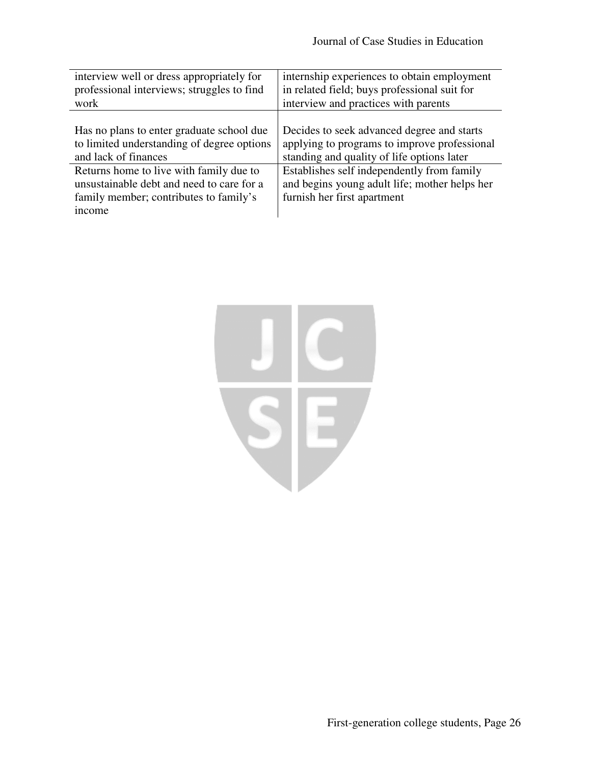| | |
|---|---|
| interview well or dress appropriately for professional interviews; struggles to find work | internship experiences to obtain employment in related field; buys professional suit for interview and practices with parents |
| Has no plans to enter graduate school due to limited understanding of degree options and lack of finances | Decides to seek advanced degree and starts applying to programs to improve professional standing and quality of life options later |
| Returns home to live with family due to unsustainable debt and need to care for a family member; contributes to family's income | Establishes self independently from family and begins young adult life; mother helps her furnish her first apartment |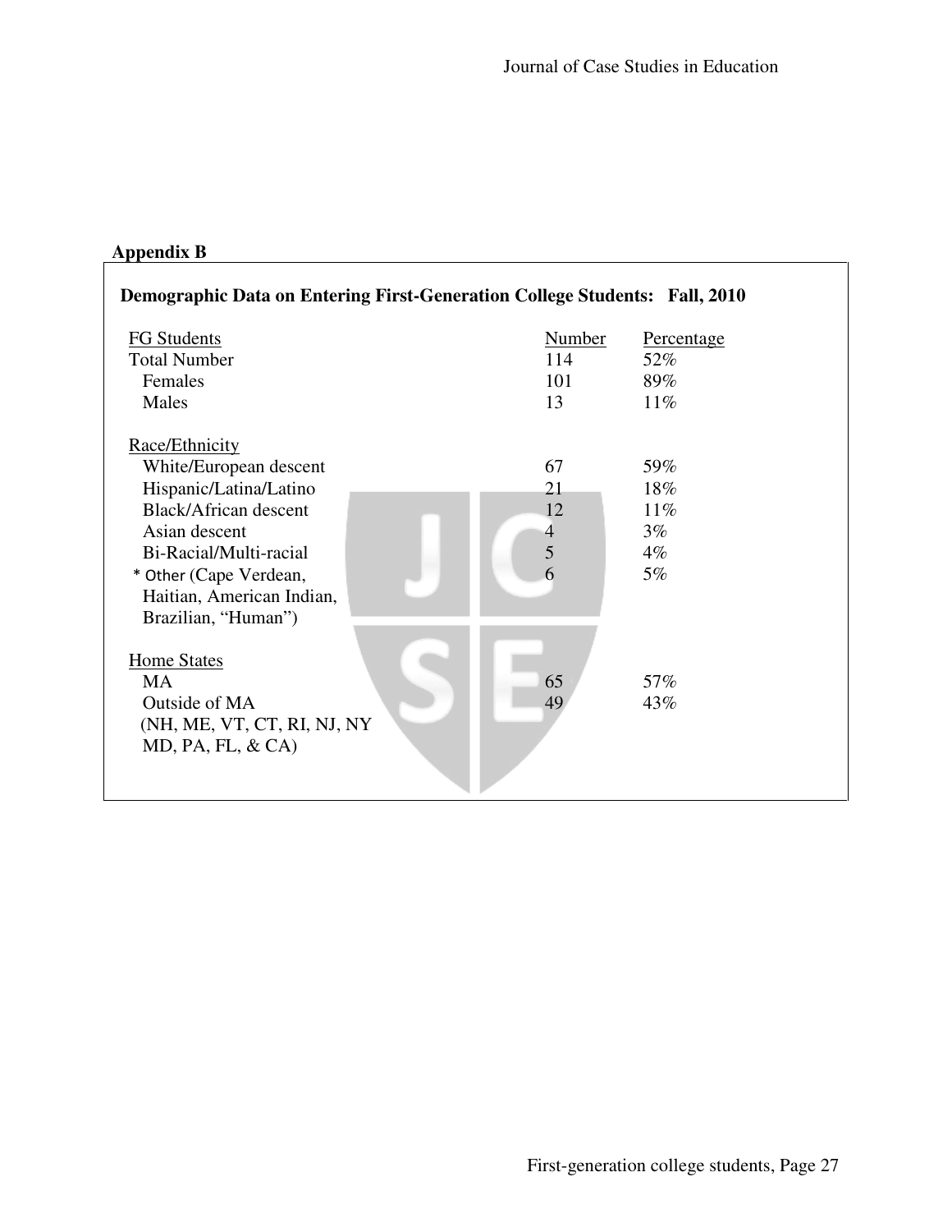## Appendix B

**Demographic Data on Entering First-Generation College Students: Fall, 2010**

| FG Students | Number | Percentage |
|---|---|---|
| Total Number | 114 | 52% |
| Females | 101 | 89% |
| Males | 13 | 11% |
| **Race/Ethnicity** | | |
| White/European descent | 67 | 59% |
| Hispanic/Latina/Latino | 21 | 18% |
| Black/African descent | 12 | 11% |
| Asian descent | 4 | 3% |
| Bi-Racial/Multi-racial | 5 | 4% |
| * Other (Cape Verdean, Haitian, American Indian, Brazilian, "Human") | 6 | 5% |
| **Home States** | | |
| MA | 65 | 57% |
| Outside of MA (NH, ME, VT, CT, RI, NJ, NY MD, PA, FL, & CA) | 49 | 43% |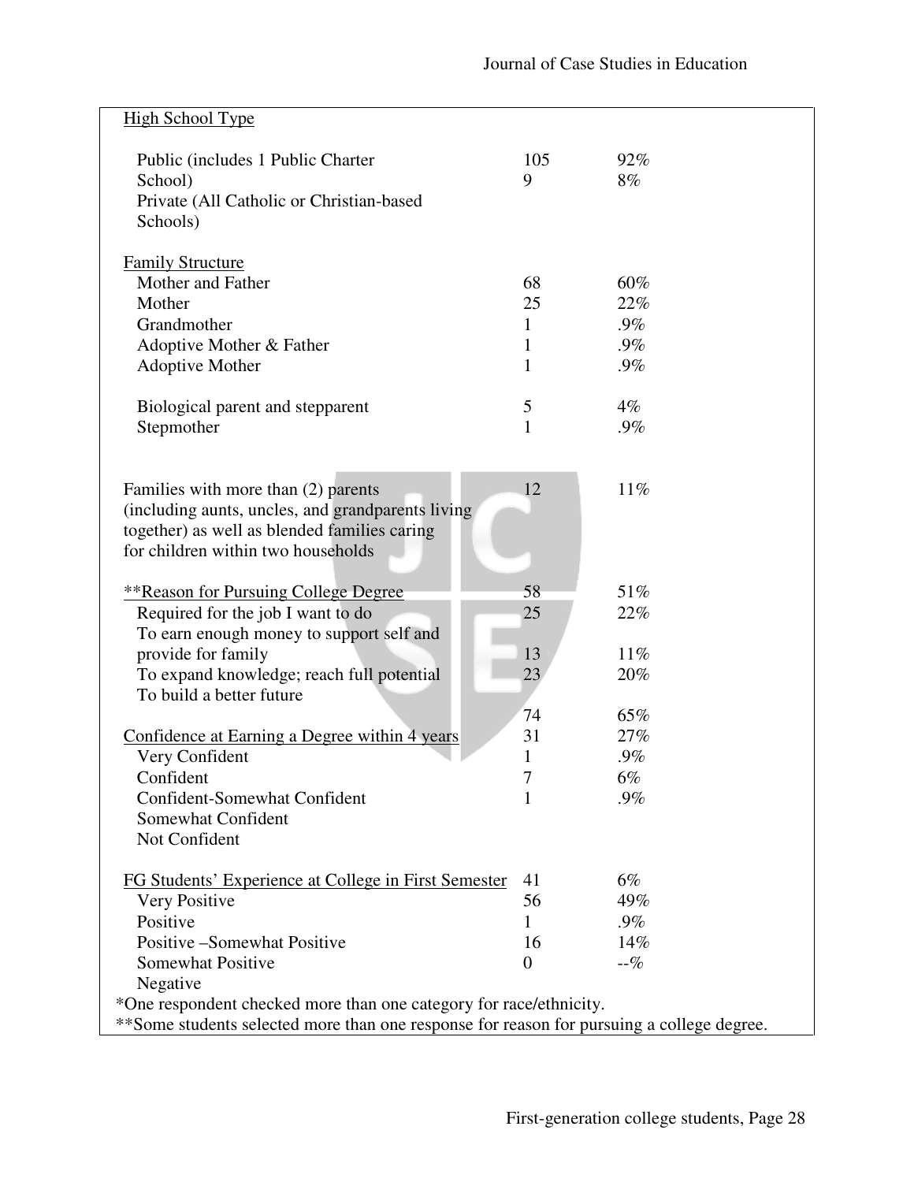| | | |
|---|---|---|
| High School Type | | |
| Public (includes 1 Public Charter School) | 105 | 92% |
| Private (All Catholic or Christian-based Schools) | 9 | 8% |
| Family Structure | | |
| Mother and Father | 68 | 60% |
| Mother | 25 | 22% |
| Grandmother | 1 | .9% |
| Adoptive Mother & Father | 1 | .9% |
| Adoptive Mother | 1 | .9% |
| Biological parent and stepparent | 5 | 4% |
| Stepmother | 1 | .9% |
| Families with more than (2) parents (including aunts, uncles, and grandparents living together) as well as blended families caring for children within two households | 12 | 11% |
| **Reason for Pursuing College Degree | 58 | 51% |
| Required for the job I want to do | 25 | 22% |
| To earn enough money to support self and provide for family | 13 | 11% |
| To expand knowledge; reach full potential | 23 | 20% |
| To build a better future | | |
| | 74 | 65% |
| Confidence at Earning a Degree within 4 years | 31 | 27% |
| Very Confident | 1 | .9% |
| Confident | 7 | 6% |
| Confident-Somewhat Confident | 1 | .9% |
| Somewhat Confident | | |
| Not Confident | | |
| FG Students' Experience at College in First Semester | 41 | 6% |
| Very Positive | 56 | 49% |
| Positive | 1 | .9% |
| Positive –Somewhat Positive | 16 | 14% |
| Somewhat Positive | 0 | --% |
| Negative | | |

*One respondent checked more than one category for race/ethnicity.
**Some students selected more than one response for reason for pursuing a college degree.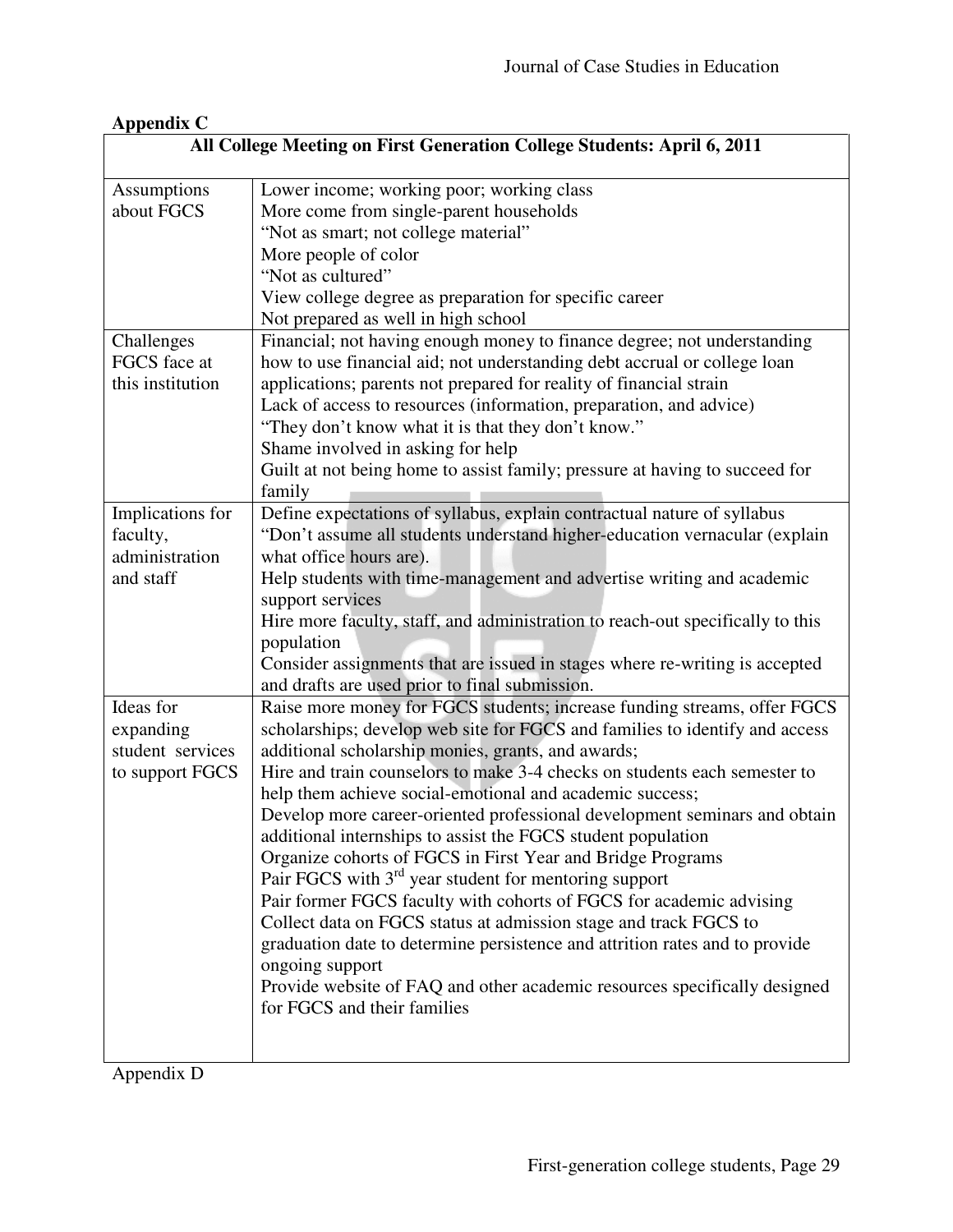**Appendix C**

| All College Meeting on First Generation College Students: April 6, 2011 | |
|---|---|
| Assumptions about FGCS | Lower income; working poor; working class<br>More come from single-parent households<br>"Not as smart; not college material"<br>More people of color<br>"Not as cultured"<br>View college degree as preparation for specific career<br>Not prepared as well in high school |
| Challenges FGCS face at this institution | Financial; not having enough money to finance degree; not understanding how to use financial aid; not understanding debt accrual or college loan applications; parents not prepared for reality of financial strain<br>Lack of access to resources (information, preparation, and advice)<br>"They don't know what it is that they don't know."<br>Shame involved in asking for help<br>Guilt at not being home to assist family; pressure at having to succeed for family |
| Implications for faculty, administration and staff | Define expectations of syllabus, explain contractual nature of syllabus<br>"Don't assume all students understand higher-education vernacular (explain what office hours are).<br>Help students with time-management and advertise writing and academic support services<br>Hire more faculty, staff, and administration to reach-out specifically to this population<br>Consider assignments that are issued in stages where re-writing is accepted and drafts are used prior to final submission. |
| Ideas for expanding student services to support FGCS | Raise more money for FGCS students; increase funding streams, offer FGCS scholarships; develop web site for FGCS and families to identify and access additional scholarship monies, grants, and awards;<br>Hire and train counselors to make 3-4 checks on students each semester to help them achieve social-emotional and academic success;<br>Develop more career-oriented professional development seminars and obtain additional internships to assist the FGCS student population<br>Organize cohorts of FGCS in First Year and Bridge Programs<br>Pair FGCS with 3rd year student for mentoring support<br>Pair former FGCS faculty with cohorts of FGCS for academic advising<br>Collect data on FGCS status at admission stage and track FGCS to graduation date to determine persistence and attrition rates and to provide ongoing support<br>Provide website of FAQ and other academic resources specifically designed for FGCS and their families |

Appendix D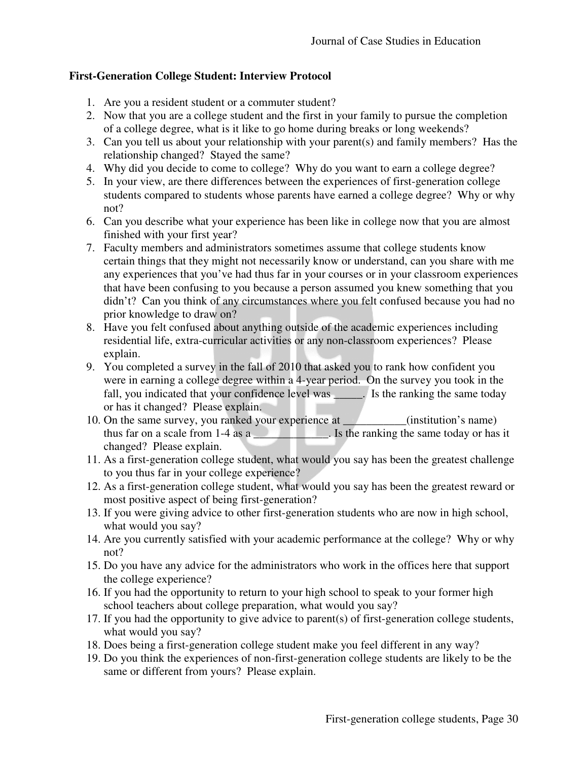**First-Generation College Student: Interview Protocol**

1. Are you a resident student or a commuter student?
2. Now that you are a college student and the first in your family to pursue the completion of a college degree, what is it like to go home during breaks or long weekends?
3. Can you tell us about your relationship with your parent(s) and family members? Has the relationship changed? Stayed the same?
4. Why did you decide to come to college? Why do you want to earn a college degree?
5. In your view, are there differences between the experiences of first-generation college students compared to students whose parents have earned a college degree? Why or why not?
6. Can you describe what your experience has been like in college now that you are almost finished with your first year?
7. Faculty members and administrators sometimes assume that college students know certain things that they might not necessarily know or understand, can you share with me any experiences that you've had thus far in your courses or in your classroom experiences that have been confusing to you because a person assumed you knew something that you didn't? Can you think of any circumstances where you felt confused because you had no prior knowledge to draw on?
8. Have you felt confused about anything outside of the academic experiences including residential life, extra-curricular activities or any non-classroom experiences? Please explain.
9. You completed a survey in the fall of 2010 that asked you to rank how confident you were in earning a college degree within a 4-year period. On the survey you took in the fall, you indicated that your confidence level was _____. Is the ranking the same today or has it changed? Please explain.
10. On the same survey, you ranked your experience at ___________(institution's name) thus far on a scale from 1-4 as a _____________. Is the ranking the same today or has it changed? Please explain.
11. As a first-generation college student, what would you say has been the greatest challenge to you thus far in your college experience?
12. As a first-generation college student, what would you say has been the greatest reward or most positive aspect of being first-generation?
13. If you were giving advice to other first-generation students who are now in high school, what would you say?
14. Are you currently satisfied with your academic performance at the college? Why or why not?
15. Do you have any advice for the administrators who work in the offices here that support the college experience?
16. If you had the opportunity to return to your high school to speak to your former high school teachers about college preparation, what would you say?
17. If you had the opportunity to give advice to parent(s) of first-generation college students, what would you say?
18. Does being a first-generation college student make you feel different in any way?
19. Do you think the experiences of non-first-generation college students are likely to be the same or different from yours? Please explain.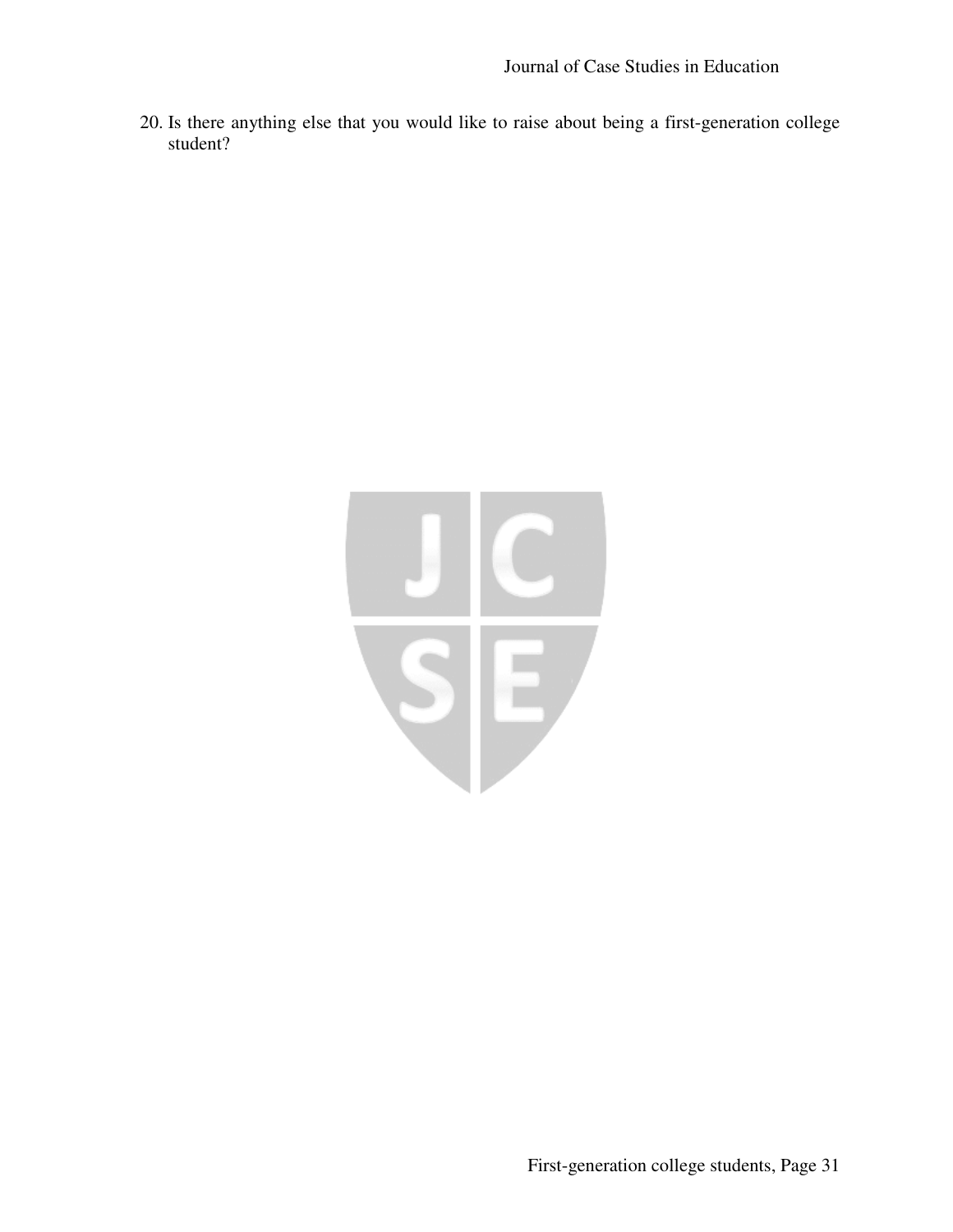20. Is there anything else that you would like to raise about being a first-generation college student?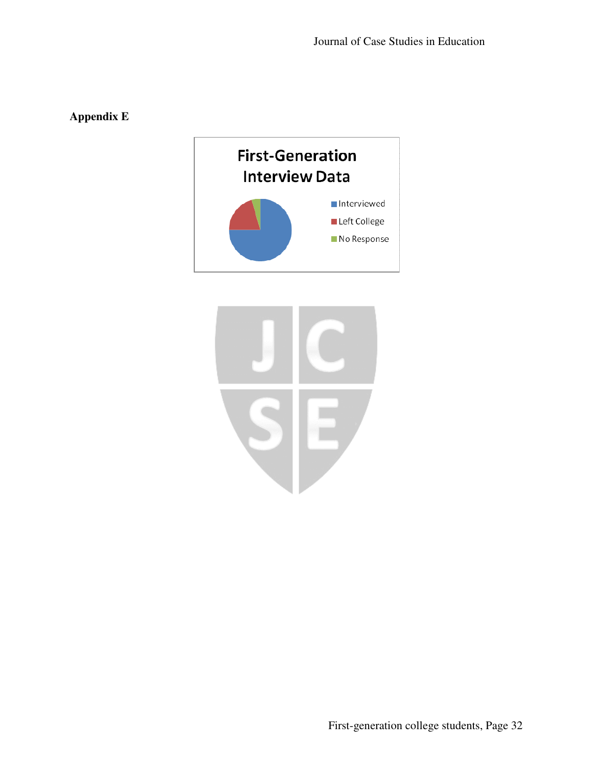**Appendix E**

First-Generation Interview Data

Interviewed

Left College

No Response